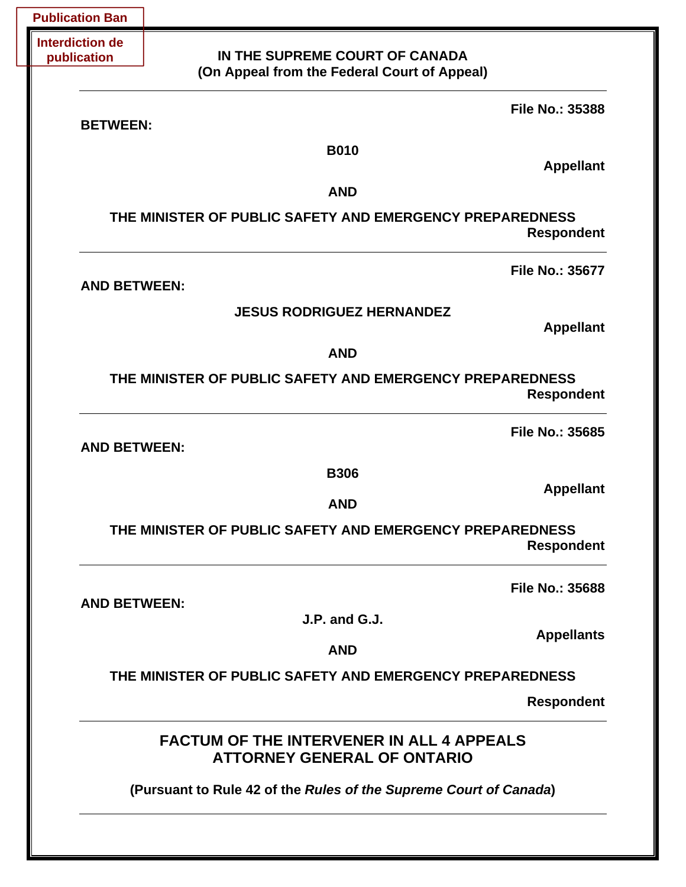**Publication Ban**

**Interdiction de publication**

**IN THE SUPREME COURT OF CANADA**
**(On Appeal from the Federal Court of Appeal)**

---

**File No.: 35388**

**BETWEEN:**

**B010**

**Appellant**

**AND**

**THE MINISTER OF PUBLIC SAFETY AND EMERGENCY PREPAREDNESS**

**Respondent**

---

**File No.: 35677**

**AND BETWEEN:**

**JESUS RODRIGUEZ HERNANDEZ**

**Appellant**

**AND**

**THE MINISTER OF PUBLIC SAFETY AND EMERGENCY PREPAREDNESS**

**Respondent**

---

**File No.: 35685**

**AND BETWEEN:**

**B306**

**Appellant**

**AND**

**THE MINISTER OF PUBLIC SAFETY AND EMERGENCY PREPAREDNESS**

**Respondent**

---

**File No.: 35688**

**AND BETWEEN:**

**J.P. and G.J.**

**Appellants**

**AND**

**THE MINISTER OF PUBLIC SAFETY AND EMERGENCY PREPAREDNESS**

**Respondent**

---

# FACTUM OF THE INTERVENER IN ALL 4 APPEALS ATTORNEY GENERAL OF ONTARIO

**(Pursuant to Rule 42 of the *Rules of the Supreme Court of Canada*)**

---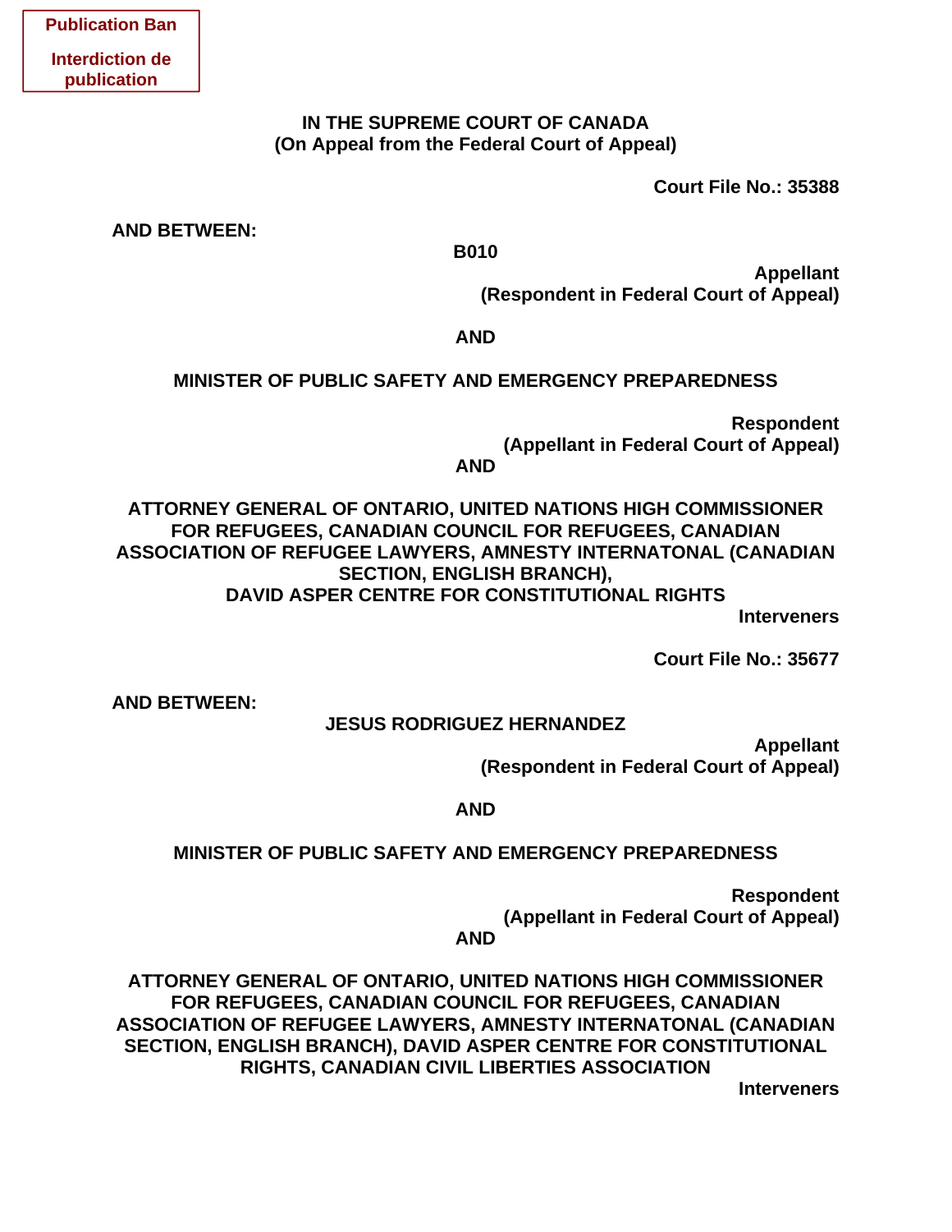**Publication Ban**

**Interdiction de publication**

**IN THE SUPREME COURT OF CANADA**
**(On Appeal from the Federal Court of Appeal)**

**Court File No.: 35388**

**AND BETWEEN:**

**B010**

**Appellant**
**(Respondent in Federal Court of Appeal)**

**AND**

**MINISTER OF PUBLIC SAFETY AND EMERGENCY PREPAREDNESS**

**Respondent**
**(Appellant in Federal Court of Appeal)**

**AND**

**ATTORNEY GENERAL OF ONTARIO, UNITED NATIONS HIGH COMMISSIONER FOR REFUGEES, CANADIAN COUNCIL FOR REFUGEES, CANADIAN ASSOCIATION OF REFUGEE LAWYERS, AMNESTY INTERNATONAL (CANADIAN SECTION, ENGLISH BRANCH), DAVID ASPER CENTRE FOR CONSTITUTIONAL RIGHTS**

**Interveners**

**Court File No.: 35677**

**AND BETWEEN:**

**JESUS RODRIGUEZ HERNANDEZ**

**Appellant**
**(Respondent in Federal Court of Appeal)**

**AND**

**MINISTER OF PUBLIC SAFETY AND EMERGENCY PREPAREDNESS**

**Respondent**
**(Appellant in Federal Court of Appeal)**

**AND**

**ATTORNEY GENERAL OF ONTARIO, UNITED NATIONS HIGH COMMISSIONER FOR REFUGEES, CANADIAN COUNCIL FOR REFUGEES, CANADIAN ASSOCIATION OF REFUGEE LAWYERS, AMNESTY INTERNATONAL (CANADIAN SECTION, ENGLISH BRANCH), DAVID ASPER CENTRE FOR CONSTITUTIONAL RIGHTS, CANADIAN CIVIL LIBERTIES ASSOCIATION**

**Interveners**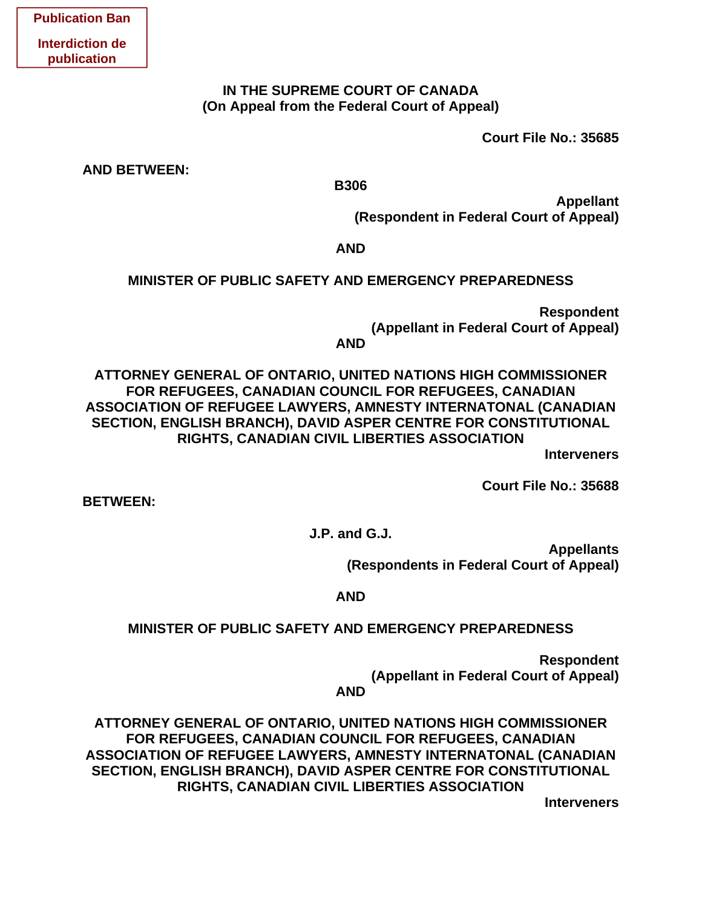**Publication Ban**

**Interdiction de publication**

**IN THE SUPREME COURT OF CANADA**
**(On Appeal from the Federal Court of Appeal)**

**Court File No.: 35685**

**AND BETWEEN:**

**B306**

**Appellant**
**(Respondent in Federal Court of Appeal)**

**AND**

**MINISTER OF PUBLIC SAFETY AND EMERGENCY PREPAREDNESS**

**Respondent**
**(Appellant in Federal Court of Appeal)**

**AND**

**ATTORNEY GENERAL OF ONTARIO, UNITED NATIONS HIGH COMMISSIONER FOR REFUGEES, CANADIAN COUNCIL FOR REFUGEES, CANADIAN ASSOCIATION OF REFUGEE LAWYERS, AMNESTY INTERNATONAL (CANADIAN SECTION, ENGLISH BRANCH), DAVID ASPER CENTRE FOR CONSTITUTIONAL RIGHTS, CANADIAN CIVIL LIBERTIES ASSOCIATION**

**Interveners**

**Court File No.: 35688**

**BETWEEN:**

**J.P. and G.J.**

**Appellants**
**(Respondents in Federal Court of Appeal)**

**AND**

**MINISTER OF PUBLIC SAFETY AND EMERGENCY PREPAREDNESS**

**Respondent**
**(Appellant in Federal Court of Appeal)**

**AND**

**ATTORNEY GENERAL OF ONTARIO, UNITED NATIONS HIGH COMMISSIONER FOR REFUGEES, CANADIAN COUNCIL FOR REFUGEES, CANADIAN ASSOCIATION OF REFUGEE LAWYERS, AMNESTY INTERNATONAL (CANADIAN SECTION, ENGLISH BRANCH), DAVID ASPER CENTRE FOR CONSTITUTIONAL RIGHTS, CANADIAN CIVIL LIBERTIES ASSOCIATION**

**Interveners**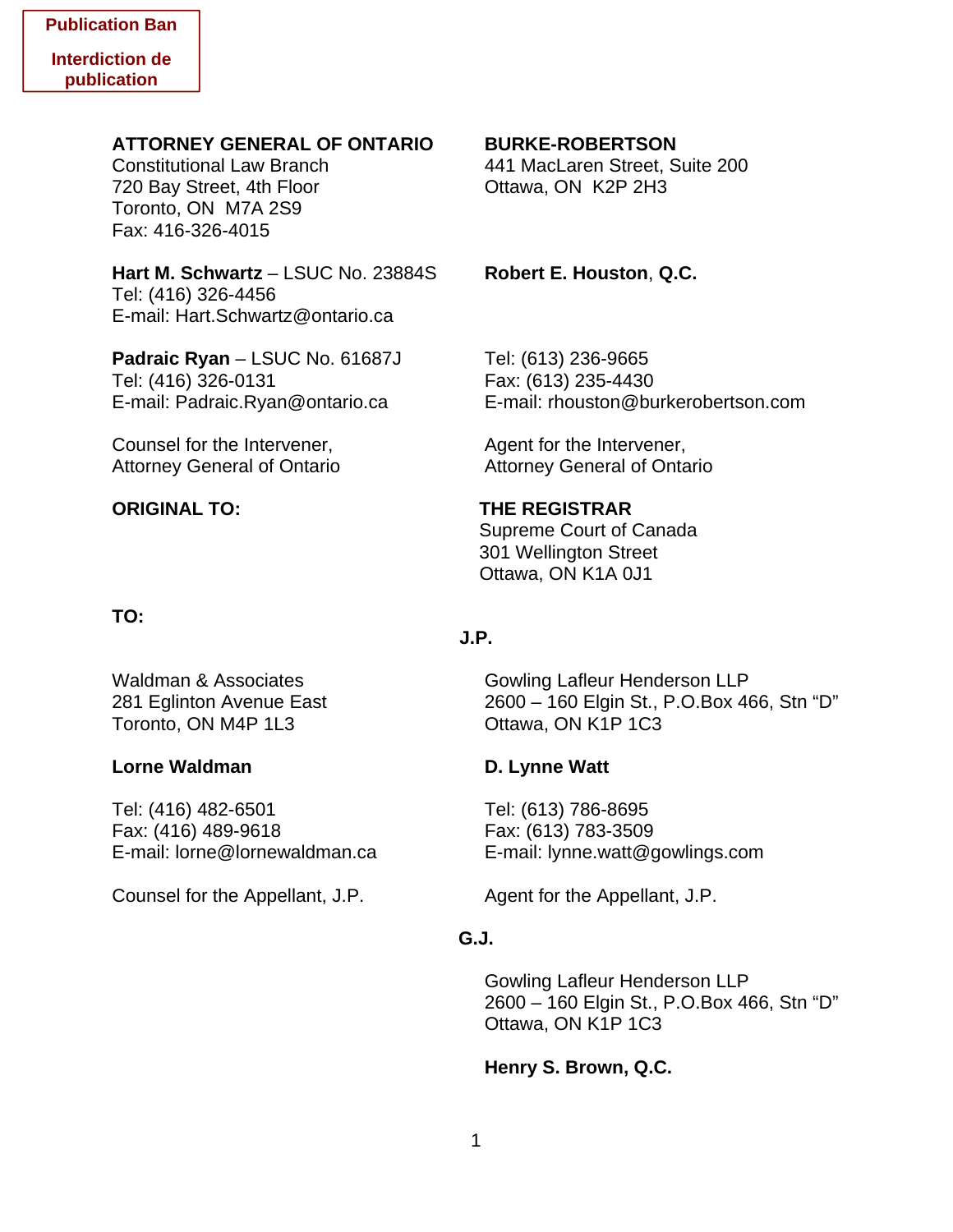**Publication Ban**

**Interdiction de publication**

**ATTORNEY GENERAL OF ONTARIO**
Constitutional Law Branch
720 Bay Street, 4th Floor
Toronto, ON M7A 2S9
Fax: 416-326-4015

**Hart M. Schwartz** – LSUC No. 23884S
Tel: (416) 326-4456
E-mail: Hart.Schwartz@ontario.ca

**Padraic Ryan** – LSUC No. 61687J
Tel: (416) 326-0131
E-mail: Padraic.Ryan@ontario.ca

Counsel for the Intervener,
Attorney General of Ontario

**BURKE-ROBERTSON**
441 MacLaren Street, Suite 200
Ottawa, ON K2P 2H3

**Robert E. Houston**, **Q.C.**

Tel: (613) 236-9665
Fax: (613) 235-4430
E-mail: rhouston@burkerobertson.com

Agent for the Intervener,
Attorney General of Ontario

**ORIGINAL TO:**

**THE REGISTRAR**
Supreme Court of Canada
301 Wellington Street
Ottawa, ON K1A 0J1

**TO:**

**J.P.**

Waldman & Associates
281 Eglinton Avenue East
Toronto, ON M4P 1L3

**Lorne Waldman**

Tel: (416) 482-6501
Fax: (416) 489-9618
E-mail: lorne@lornewaldman.ca

Counsel for the Appellant, J.P.

Gowling Lafleur Henderson LLP
2600 – 160 Elgin St., P.O.Box 466, Stn "D"
Ottawa, ON K1P 1C3

**D. Lynne Watt**

Tel: (613) 786-8695
Fax: (613) 783-3509
E-mail: lynne.watt@gowlings.com

Agent for the Appellant, J.P.

**G.J.**

Gowling Lafleur Henderson LLP
2600 – 160 Elgin St., P.O.Box 466, Stn "D"
Ottawa, ON K1P 1C3

**Henry S. Brown, Q.C.**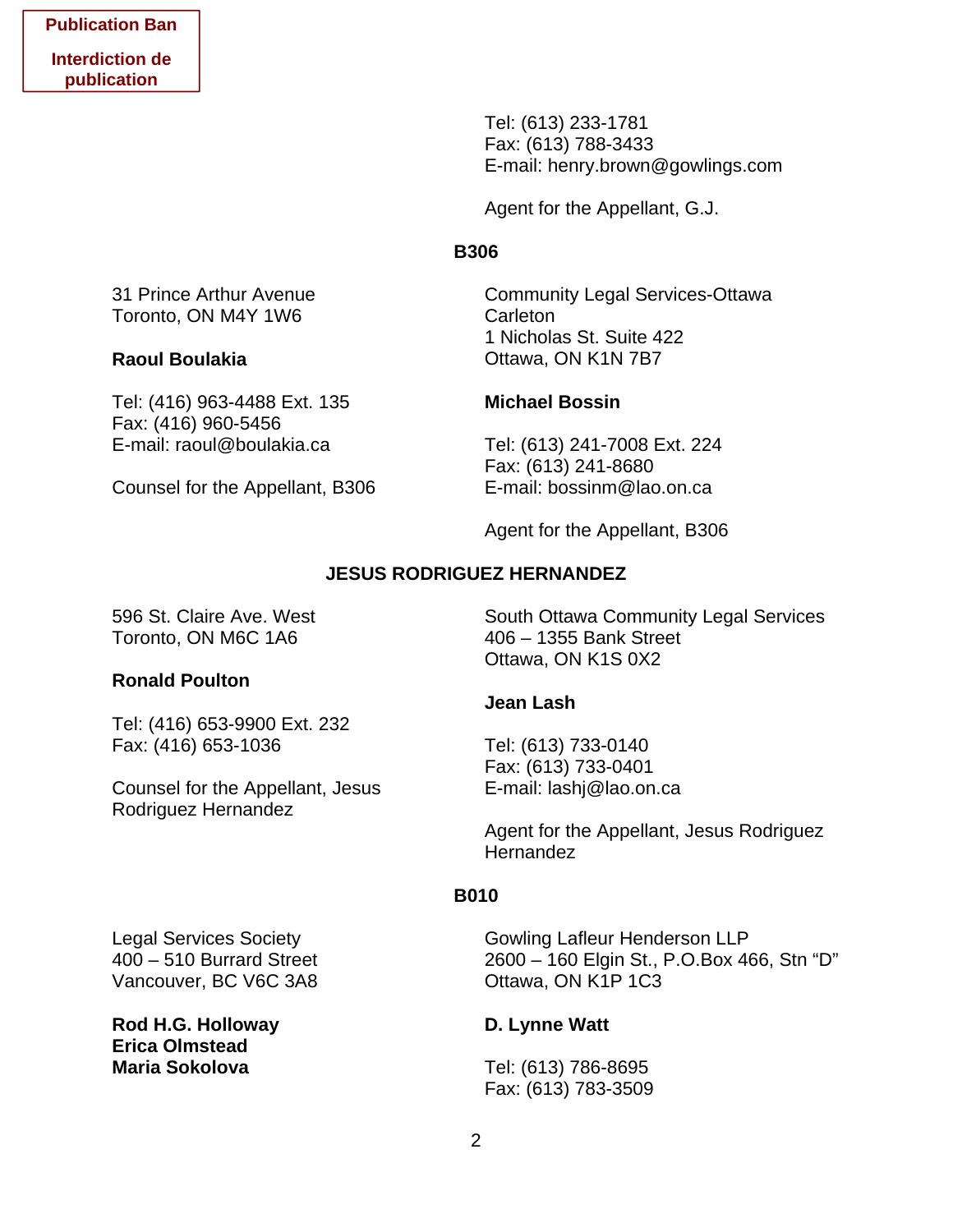**Publication Ban**

**Interdiction de publication**

Tel: (613) 233-1781
Fax: (613) 788-3433
E-mail: henry.brown@gowlings.com

Agent for the Appellant, G.J.

**B306**

31 Prince Arthur Avenue
Toronto, ON M4Y 1W6

**Raoul Boulakia**

Tel: (416) 963-4488 Ext. 135
Fax: (416) 960-5456
E-mail: raoul@boulakia.ca

Counsel for the Appellant, B306

Community Legal Services-Ottawa Carleton
1 Nicholas St. Suite 422
Ottawa, ON K1N 7B7

**Michael Bossin**

Tel: (613) 241-7008 Ext. 224
Fax: (613) 241-8680
E-mail: bossinm@lao.on.ca

Agent for the Appellant, B306

**JESUS RODRIGUEZ HERNANDEZ**

596 St. Claire Ave. West
Toronto, ON M6C 1A6

**Ronald Poulton**

Tel: (416) 653-9900 Ext. 232
Fax: (416) 653-1036

Counsel for the Appellant, Jesus Rodriguez Hernandez

South Ottawa Community Legal Services
406 – 1355 Bank Street
Ottawa, ON K1S 0X2

**Jean Lash**

Tel: (613) 733-0140
Fax: (613) 733-0401
E-mail: lashj@lao.on.ca

Agent for the Appellant, Jesus Rodriguez Hernandez

**B010**

Legal Services Society
400 – 510 Burrard Street
Vancouver, BC V6C 3A8

**Rod H.G. Holloway**
**Erica Olmstead**
**Maria Sokolova**

Gowling Lafleur Henderson LLP
2600 – 160 Elgin St., P.O.Box 466, Stn "D"
Ottawa, ON K1P 1C3

**D. Lynne Watt**

Tel: (613) 786-8695
Fax: (613) 783-3509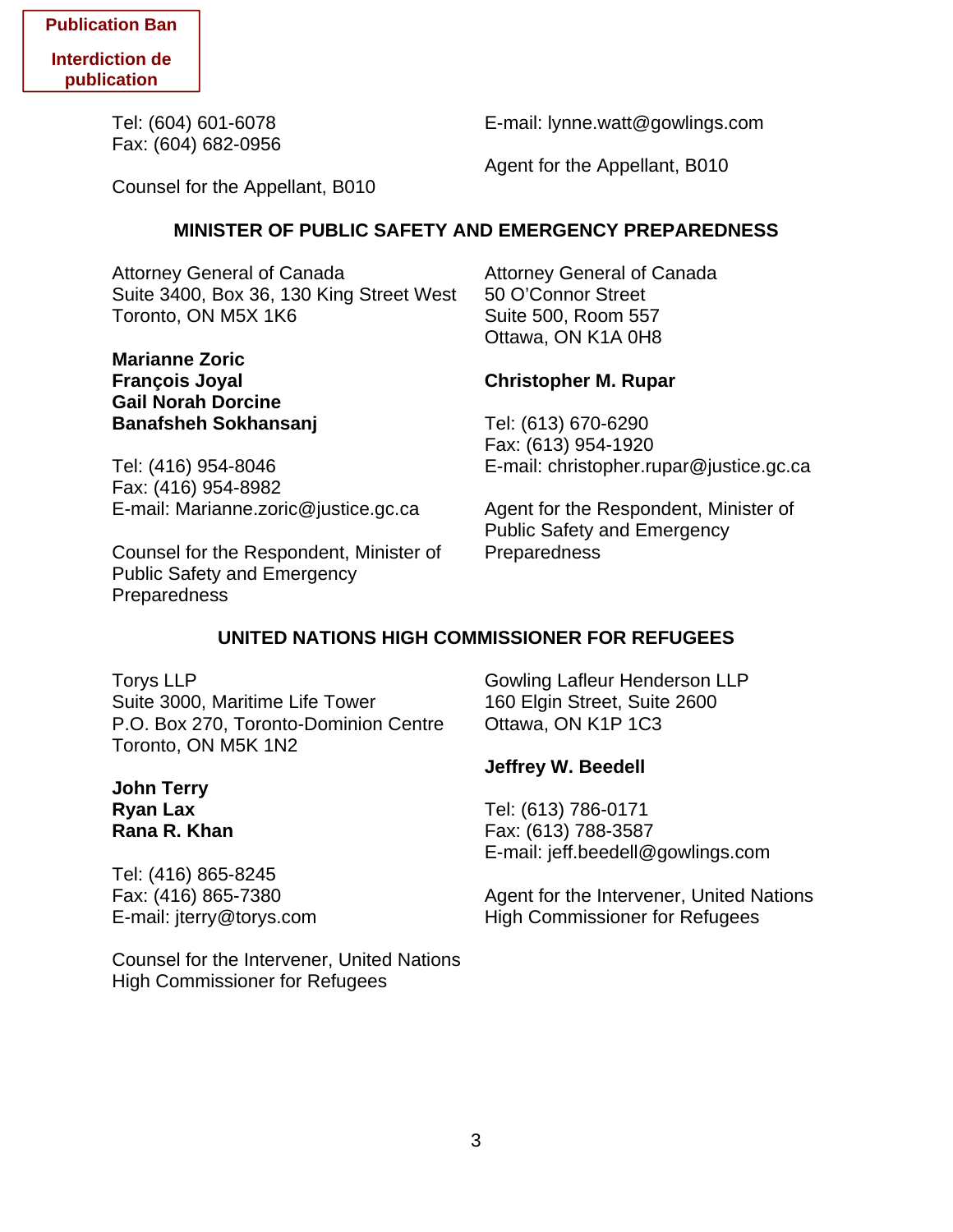**Publication Ban**

**Interdiction de publication**

Tel: (604) 601-6078
Fax: (604) 682-0956

Counsel for the Appellant, B010

E-mail: lynne.watt@gowlings.com

Agent for the Appellant, B010

## MINISTER OF PUBLIC SAFETY AND EMERGENCY PREPAREDNESS

Attorney General of Canada
Suite 3400, Box 36, 130 King Street West
Toronto, ON M5X 1K6

**Marianne Zoric**
**François Joyal**
**Gail Norah Dorcine**
**Banafsheh Sokhansanj**

Tel: (416) 954-8046
Fax: (416) 954-8982
E-mail: Marianne.zoric@justice.gc.ca

Counsel for the Respondent, Minister of Public Safety and Emergency Preparedness

Attorney General of Canada
50 O'Connor Street
Suite 500, Room 557
Ottawa, ON K1A 0H8

**Christopher M. Rupar**

Tel: (613) 670-6290
Fax: (613) 954-1920
E-mail: christopher.rupar@justice.gc.ca

Agent for the Respondent, Minister of Public Safety and Emergency Preparedness

## UNITED NATIONS HIGH COMMISSIONER FOR REFUGEES

Torys LLP
Suite 3000, Maritime Life Tower
P.O. Box 270, Toronto-Dominion Centre
Toronto, ON M5K 1N2

**John Terry**
**Ryan Lax**
**Rana R. Khan**

Tel: (416) 865-8245
Fax: (416) 865-7380
E-mail: jterry@torys.com

Counsel for the Intervener, United Nations High Commissioner for Refugees

Gowling Lafleur Henderson LLP
160 Elgin Street, Suite 2600
Ottawa, ON K1P 1C3

**Jeffrey W. Beedell**

Tel: (613) 786-0171
Fax: (613) 788-3587
E-mail: jeff.beedell@gowlings.com

Agent for the Intervener, United Nations High Commissioner for Refugees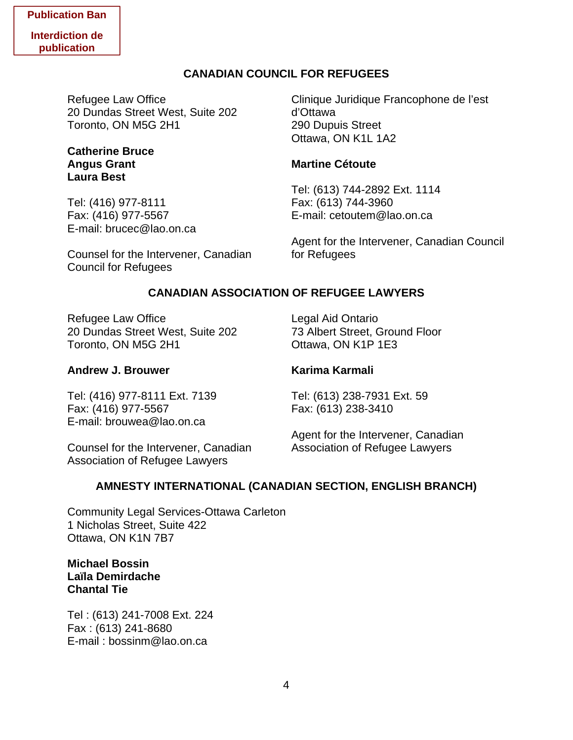**Publication Ban**

**Interdiction de publication**

## CANADIAN COUNCIL FOR REFUGEES

Refugee Law Office
20 Dundas Street West, Suite 202
Toronto, ON M5G 2H1

**Catherine Bruce**
**Angus Grant**
**Laura Best**

Tel: (416) 977-8111
Fax: (416) 977-5567
E-mail: brucec@lao.on.ca

Counsel for the Intervener, Canadian Council for Refugees

Clinique Juridique Francophone de l'est d'Ottawa
290 Dupuis Street
Ottawa, ON K1L 1A2

**Martine Cétoute**

Tel: (613) 744-2892 Ext. 1114
Fax: (613) 744-3960
E-mail: cetoutem@lao.on.ca

Agent for the Intervener, Canadian Council for Refugees

## CANADIAN ASSOCIATION OF REFUGEE LAWYERS

Refugee Law Office
20 Dundas Street West, Suite 202
Toronto, ON M5G 2H1

**Andrew J. Brouwer**

Tel: (416) 977-8111 Ext. 7139
Fax: (416) 977-5567
E-mail: brouwea@lao.on.ca

Counsel for the Intervener, Canadian Association of Refugee Lawyers

Legal Aid Ontario
73 Albert Street, Ground Floor
Ottawa, ON K1P 1E3

**Karima Karmali**

Tel: (613) 238-7931 Ext. 59
Fax: (613) 238-3410

Agent for the Intervener, Canadian Association of Refugee Lawyers

## AMNESTY INTERNATIONAL (CANADIAN SECTION, ENGLISH BRANCH)

Community Legal Services-Ottawa Carleton
1 Nicholas Street, Suite 422
Ottawa, ON K1N 7B7

**Michael Bossin**
**Laïla Demirdache**
**Chantal Tie**

Tel : (613) 241-7008 Ext. 224
Fax : (613) 241-8680
E-mail : bossinm@lao.on.ca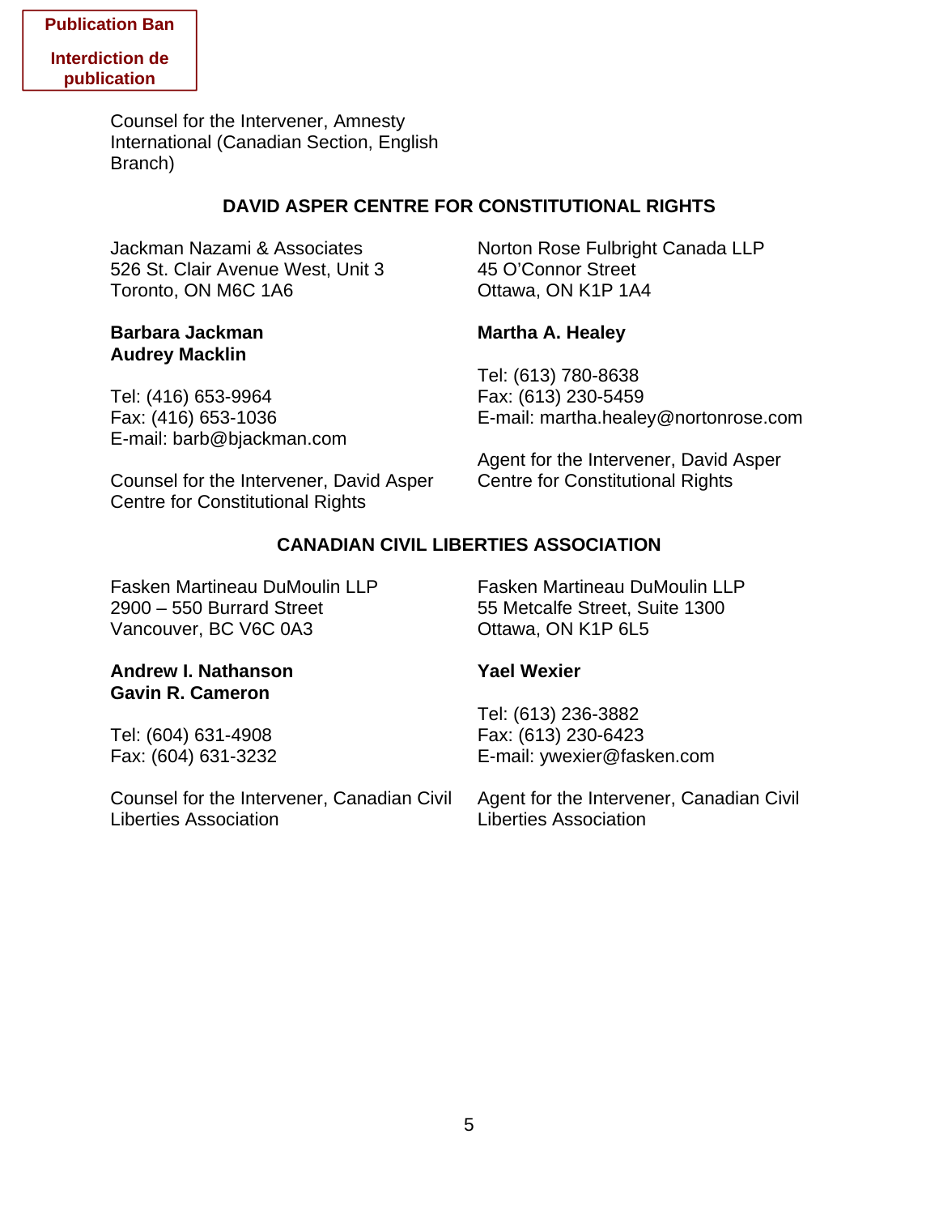**Publication Ban**

**Interdiction de publication**

Counsel for the Intervener, Amnesty International (Canadian Section, English Branch)

**DAVID ASPER CENTRE FOR CONSTITUTIONAL RIGHTS**

Jackman Nazami & Associates
526 St. Clair Avenue West, Unit 3
Toronto, ON M6C 1A6

**Barbara Jackman**
**Audrey Macklin**

Tel: (416) 653-9964
Fax: (416) 653-1036
E-mail: barb@bjackman.com

Counsel for the Intervener, David Asper Centre for Constitutional Rights

Norton Rose Fulbright Canada LLP
45 O'Connor Street
Ottawa, ON K1P 1A4

**Martha A. Healey**

Tel: (613) 780-8638
Fax: (613) 230-5459
E-mail: martha.healey@nortonrose.com

Agent for the Intervener, David Asper Centre for Constitutional Rights

**CANADIAN CIVIL LIBERTIES ASSOCIATION**

Fasken Martineau DuMoulin LLP
2900 – 550 Burrard Street
Vancouver, BC V6C 0A3

**Andrew I. Nathanson**
**Gavin R. Cameron**

Tel: (604) 631-4908
Fax: (604) 631-3232

Counsel for the Intervener, Canadian Civil Liberties Association

Fasken Martineau DuMoulin LLP
55 Metcalfe Street, Suite 1300
Ottawa, ON K1P 6L5

**Yael Wexier**

Tel: (613) 236-3882
Fax: (613) 230-6423
E-mail: ywexier@fasken.com

Agent for the Intervener, Canadian Civil Liberties Association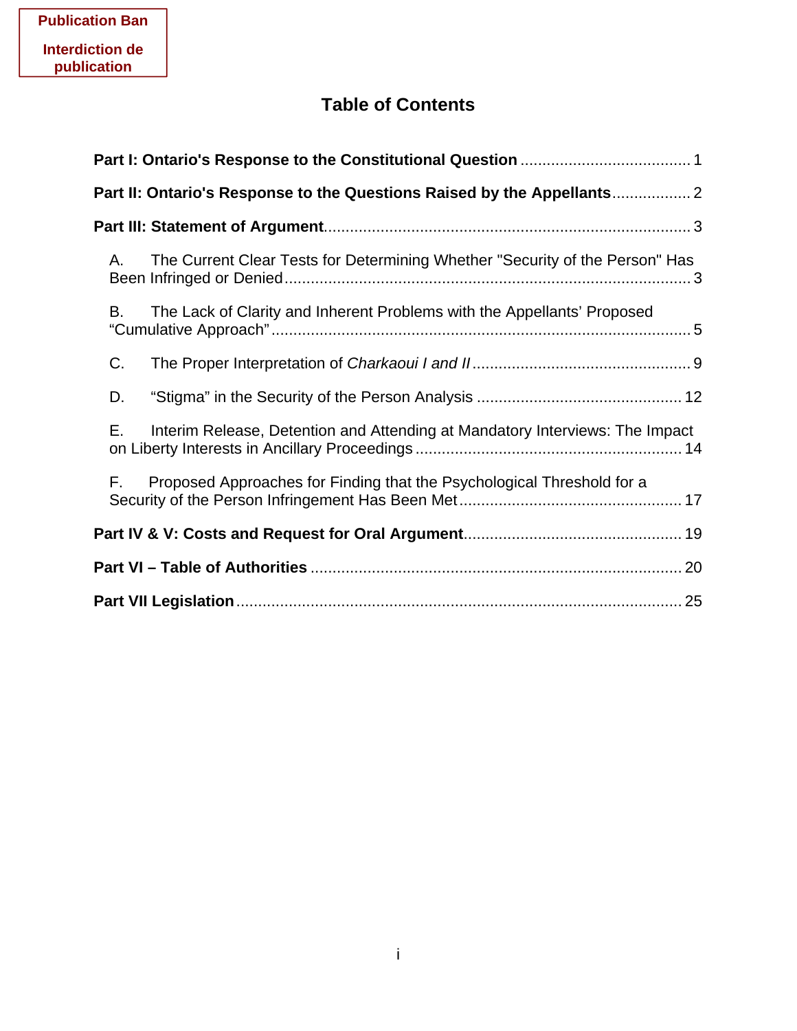Publication Ban

Interdiction de publication

# Table of Contents

**Part I: Ontario's Response to the Constitutional Question** ....................................... 1

**Part II: Ontario's Response to the Questions Raised by the Appellants** .................. 2

**Part III: Statement of Argument** .................................................................................. 3

A. The Current Clear Tests for Determining Whether "Security of the Person" Has Been Infringed or Denied ........................................................................................... 3

B. The Lack of Clarity and Inherent Problems with the Appellants' Proposed "Cumulative Approach" ............................................................................................... 5

C. The Proper Interpretation of *Charkaoui I and II* ................................................. 9

D. "Stigma" in the Security of the Person Analysis ............................................... 12

E. Interim Release, Detention and Attending at Mandatory Interviews: The Impact on Liberty Interests in Ancillary Proceedings ............................................................ 14

F. Proposed Approaches for Finding that the Psychological Threshold for a Security of the Person Infringement Has Been Met .................................................. 17

**Part IV & V: Costs and Request for Oral Argument** ................................................. 19

**Part VI – Table of Authorities** .................................................................................... 20

**Part VII Legislation** ..................................................................................................... 25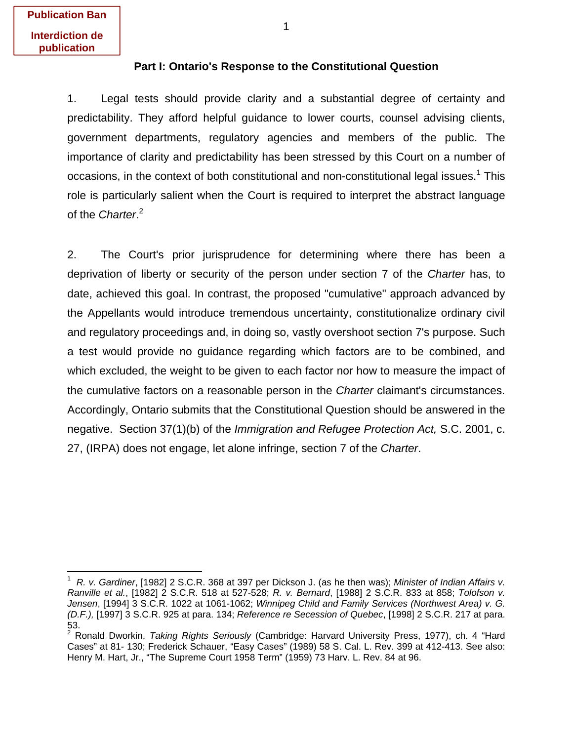**Publication Ban**

**Interdiction de publication**

## Part I: Ontario's Response to the Constitutional Question

1. Legal tests should provide clarity and a substantial degree of certainty and predictability. They afford helpful guidance to lower courts, counsel advising clients, government departments, regulatory agencies and members of the public. The importance of clarity and predictability has been stressed by this Court on a number of occasions, in the context of both constitutional and non-constitutional legal issues.[1] This role is particularly salient when the Court is required to interpret the abstract language of the *Charter*.[2]

2. The Court's prior jurisprudence for determining where there has been a deprivation of liberty or security of the person under section 7 of the *Charter* has, to date, achieved this goal. In contrast, the proposed "cumulative" approach advanced by the Appellants would introduce tremendous uncertainty, constitutionalize ordinary civil and regulatory proceedings and, in doing so, vastly overshoot section 7's purpose. Such a test would provide no guidance regarding which factors are to be combined, and which excluded, the weight to be given to each factor nor how to measure the impact of the cumulative factors on a reasonable person in the *Charter* claimant's circumstances. Accordingly, Ontario submits that the Constitutional Question should be answered in the negative. Section 37(1)(b) of the *Immigration and Refugee Protection Act,* S.C. 2001, c. 27, (IRPA) does not engage, let alone infringe, section 7 of the *Charter*.

---

[1] *R. v. Gardiner*, [1982] 2 S.C.R. 368 at 397 per Dickson J. (as he then was); *Minister of Indian Affairs v. Ranville et al.*, [1982] 2 S.C.R. 518 at 527-528; *R. v. Bernard*, [1988] 2 S.C.R. 833 at 858; *Tolofson v. Jensen*, [1994] 3 S.C.R. 1022 at 1061-1062; *Winnipeg Child and Family Services (Northwest Area) v. G. (D.F.),* [1997] 3 S.C.R. 925 at para. 134; *Reference re Secession of Quebec*, [1998] 2 S.C.R. 217 at para. 53.

[2] Ronald Dworkin, *Taking Rights Seriously* (Cambridge: Harvard University Press, 1977), ch. 4 "Hard Cases" at 81- 130; Frederick Schauer, "Easy Cases" (1989) 58 S. Cal. L. Rev. 399 at 412-413. See also: Henry M. Hart, Jr., "The Supreme Court 1958 Term" (1959) 73 Harv. L. Rev. 84 at 96.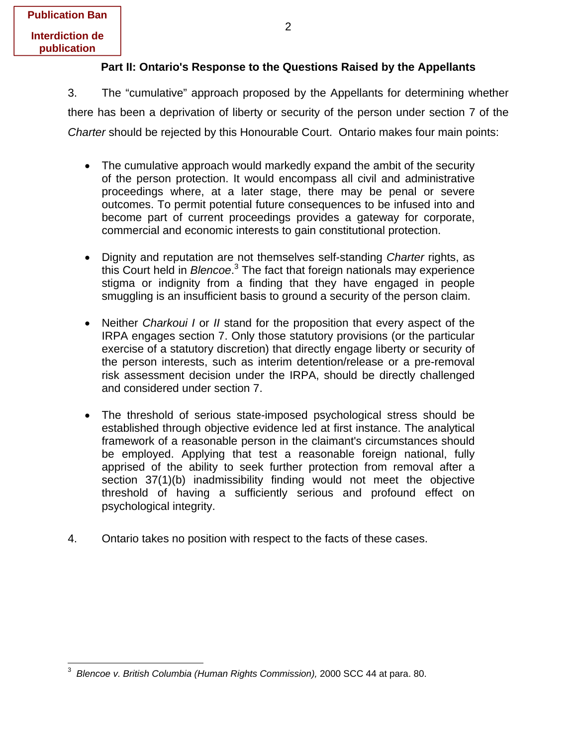**Publication Ban**

**Interdiction de publication**

## Part II: Ontario's Response to the Questions Raised by the Appellants

3. The "cumulative" approach proposed by the Appellants for determining whether there has been a deprivation of liberty or security of the person under section 7 of the *Charter* should be rejected by this Honourable Court. Ontario makes four main points:

- The cumulative approach would markedly expand the ambit of the security of the person protection. It would encompass all civil and administrative proceedings where, at a later stage, there may be penal or severe outcomes. To permit potential future consequences to be infused into and become part of current proceedings provides a gateway for corporate, commercial and economic interests to gain constitutional protection.

- Dignity and reputation are not themselves self-standing *Charter* rights, as this Court held in *Blencoe*.[3] The fact that foreign nationals may experience stigma or indignity from a finding that they have engaged in people smuggling is an insufficient basis to ground a security of the person claim.

- Neither *Charkoui I* or *II* stand for the proposition that every aspect of the IRPA engages section 7. Only those statutory provisions (or the particular exercise of a statutory discretion) that directly engage liberty or security of the person interests, such as interim detention/release or a pre-removal risk assessment decision under the IRPA, should be directly challenged and considered under section 7.

- The threshold of serious state-imposed psychological stress should be established through objective evidence led at first instance. The analytical framework of a reasonable person in the claimant's circumstances should be employed. Applying that test a reasonable foreign national, fully apprised of the ability to seek further protection from removal after a section 37(1)(b) inadmissibility finding would not meet the objective threshold of having a sufficiently serious and profound effect on psychological integrity.

4. Ontario takes no position with respect to the facts of these cases.

---

[3] *Blencoe v. British Columbia (Human Rights Commission),* 2000 SCC 44 at para. 80.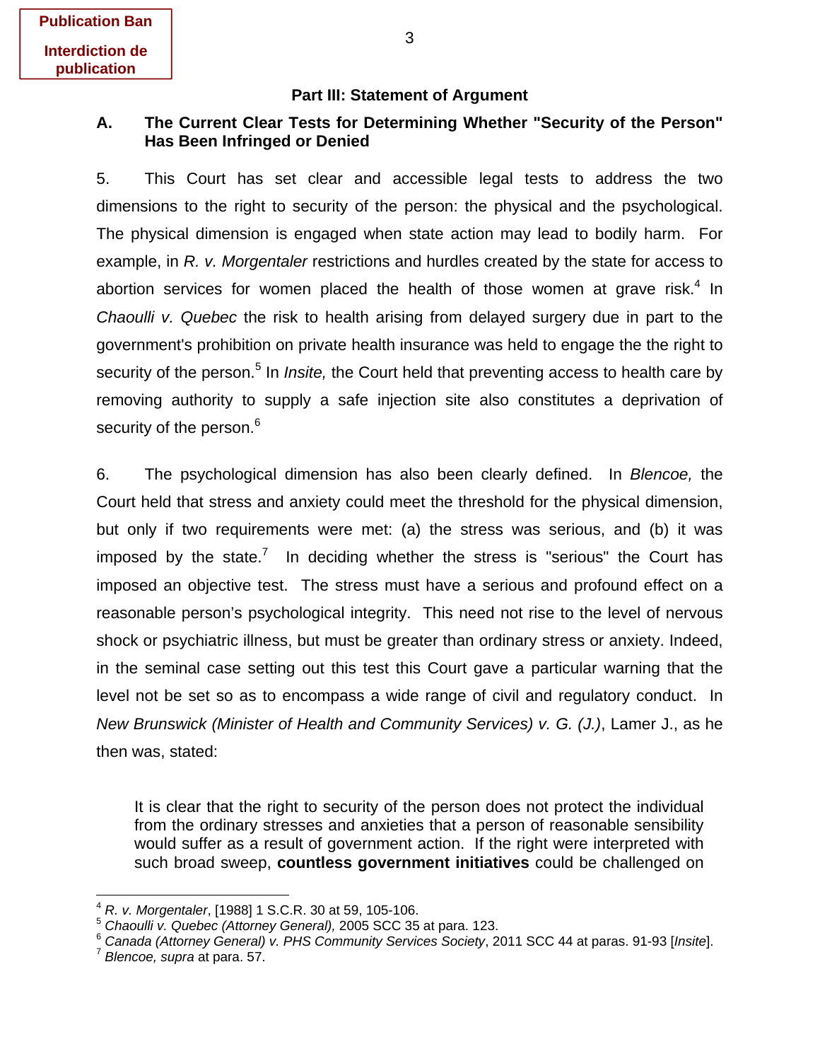**Publication Ban**

**Interdiction de publication**

### Part III: Statement of Argument

#### A. The Current Clear Tests for Determining Whether "Security of the Person" Has Been Infringed or Denied

5. This Court has set clear and accessible legal tests to address the two dimensions to the right to security of the person: the physical and the psychological. The physical dimension is engaged when state action may lead to bodily harm. For example, in *R. v. Morgentaler* restrictions and hurdles created by the state for access to abortion services for women placed the health of those women at grave risk.[4] In *Chaoulli v. Quebec* the risk to health arising from delayed surgery due in part to the government's prohibition on private health insurance was held to engage the the right to security of the person.[5] In *Insite,* the Court held that preventing access to health care by removing authority to supply a safe injection site also constitutes a deprivation of security of the person.[6]

6. The psychological dimension has also been clearly defined. In *Blencoe,* the Court held that stress and anxiety could meet the threshold for the physical dimension, but only if two requirements were met: (a) the stress was serious, and (b) it was imposed by the state.[7] In deciding whether the stress is "serious" the Court has imposed an objective test. The stress must have a serious and profound effect on a reasonable person's psychological integrity. This need not rise to the level of nervous shock or psychiatric illness, but must be greater than ordinary stress or anxiety. Indeed, in the seminal case setting out this test this Court gave a particular warning that the level not be set so as to encompass a wide range of civil and regulatory conduct. In *New Brunswick (Minister of Health and Community Services) v. G. (J.)*, Lamer J., as he then was, stated:

> It is clear that the right to security of the person does not protect the individual from the ordinary stresses and anxieties that a person of reasonable sensibility would suffer as a result of government action. If the right were interpreted with such broad sweep, **countless government initiatives** could be challenged on

---

[4] *R. v. Morgentaler*, [1988] 1 S.C.R. 30 at 59, 105-106.

[5] *Chaoulli v. Quebec (Attorney General),* 2005 SCC 35 at para. 123.

[6] *Canada (Attorney General) v. PHS Community Services Society*, 2011 SCC 44 at paras. 91-93 [*Insite*].

[7] *Blencoe, supra* at para. 57.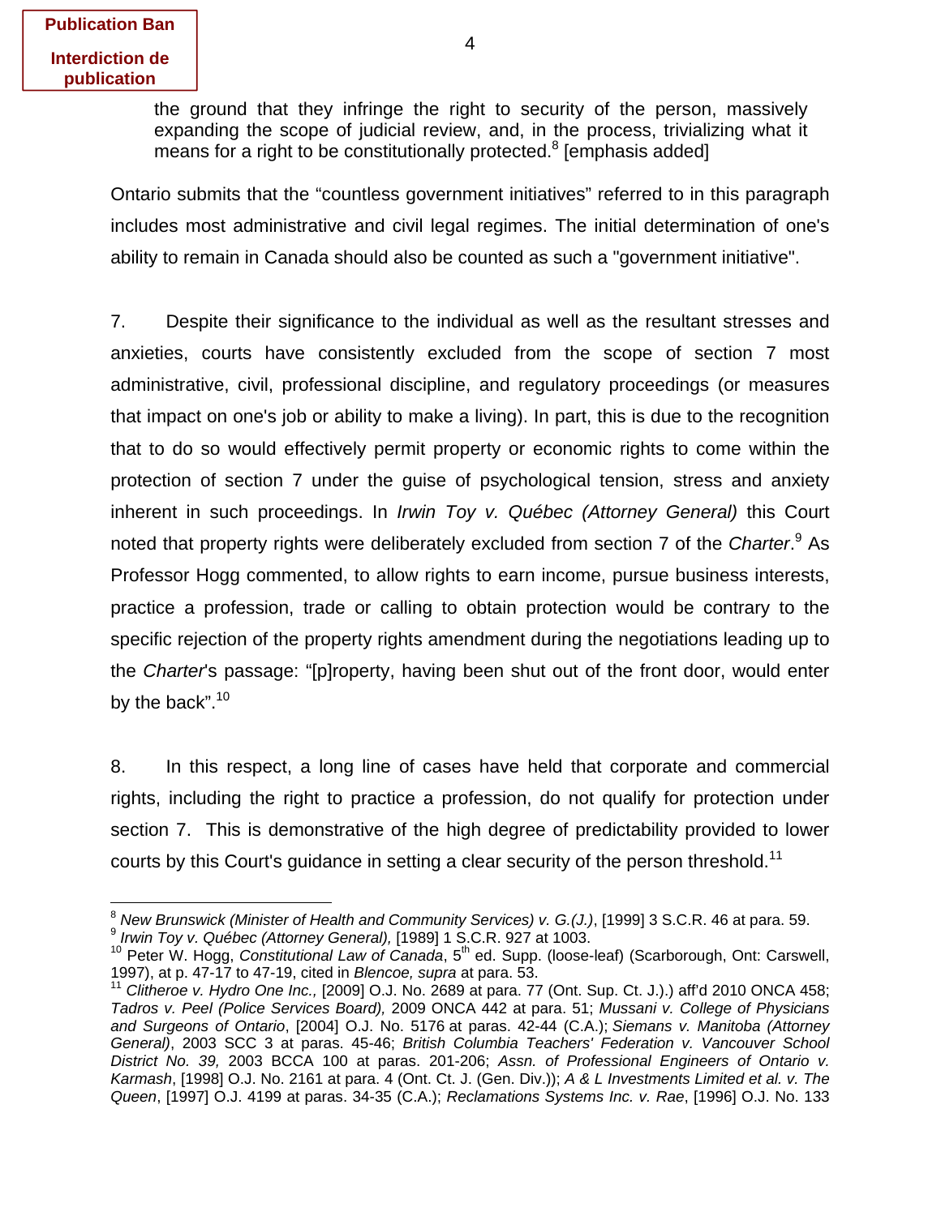> the ground that they infringe the right to security of the person, massively expanding the scope of judicial review, and, in the process, trivializing what it means for a right to be constitutionally protected.[8] [emphasis added]

Ontario submits that the “countless government initiatives” referred to in this paragraph includes most administrative and civil legal regimes. The initial determination of one's ability to remain in Canada should also be counted as such a "government initiative".

7. Despite their significance to the individual as well as the resultant stresses and anxieties, courts have consistently excluded from the scope of section 7 most administrative, civil, professional discipline, and regulatory proceedings (or measures that impact on one's job or ability to make a living). In part, this is due to the recognition that to do so would effectively permit property or economic rights to come within the protection of section 7 under the guise of psychological tension, stress and anxiety inherent in such proceedings. In *Irwin Toy v. Québec (Attorney General)* this Court noted that property rights were deliberately excluded from section 7 of the *Charter*.[9] As Professor Hogg commented, to allow rights to earn income, pursue business interests, practice a profession, trade or calling to obtain protection would be contrary to the specific rejection of the property rights amendment during the negotiations leading up to the *Charter*'s passage: “[p]roperty, having been shut out of the front door, would enter by the back”.[10]

8. In this respect, a long line of cases have held that corporate and commercial rights, including the right to practice a profession, do not qualify for protection under section 7. This is demonstrative of the high degree of predictability provided to lower courts by this Court's guidance in setting a clear security of the person threshold.[11]

---

[8] *New Brunswick (Minister of Health and Community Services) v. G.(J.)*, [1999] 3 S.C.R. 46 at para. 59.

[9] *Irwin Toy v. Québec (Attorney General),* [1989] 1 S.C.R. 927 at 1003.

[10] Peter W. Hogg, *Constitutional Law of Canada*, 5th ed. Supp. (loose-leaf) (Scarborough, Ont: Carswell, 1997), at p. 47-17 to 47-19, cited in *Blencoe, supra* at para. 53.

[11] *Clitheroe v. Hydro One Inc.,* [2009] O.J. No. 2689 at para. 77 (Ont. Sup. Ct. J.).) aff'd 2010 ONCA 458; *Tadros v. Peel (Police Services Board),* 2009 ONCA 442 at para. 51; *Mussani v. College of Physicians and Surgeons of Ontario*, [2004] O.J. No. 5176 at paras. 42-44 (C.A.); *Siemans v. Manitoba (Attorney General)*, 2003 SCC 3 at paras. 45-46; *British Columbia Teachers' Federation v. Vancouver School District No. 39,* 2003 BCCA 100 at paras. 201-206; *Assn. of Professional Engineers of Ontario v. Karmash*, [1998] O.J. No. 2161 at para. 4 (Ont. Ct. J. (Gen. Div.)); *A & L Investments Limited et al. v. The Queen*, [1997] O.J. 4199 at paras. 34-35 (C.A.); *Reclamations Systems Inc. v. Rae*, [1996] O.J. No. 133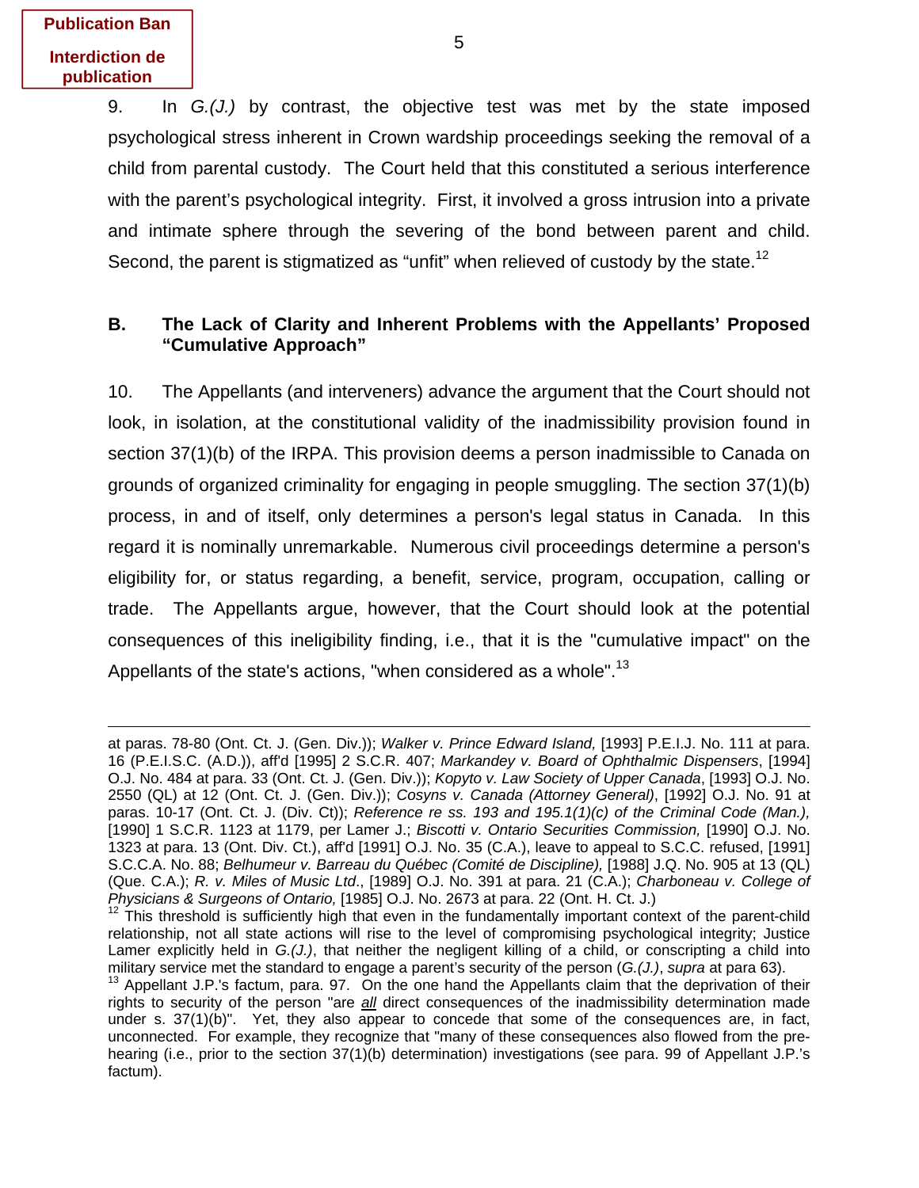**Publication Ban**

**Interdiction de publication**

9. In *G.(J.)* by contrast, the objective test was met by the state imposed psychological stress inherent in Crown wardship proceedings seeking the removal of a child from parental custody. The Court held that this constituted a serious interference with the parent's psychological integrity. First, it involved a gross intrusion into a private and intimate sphere through the severing of the bond between parent and child. Second, the parent is stigmatized as "unfit" when relieved of custody by the state.[12]

### B. The Lack of Clarity and Inherent Problems with the Appellants' Proposed "Cumulative Approach"

10. The Appellants (and interveners) advance the argument that the Court should not look, in isolation, at the constitutional validity of the inadmissibility provision found in section 37(1)(b) of the IRPA. This provision deems a person inadmissible to Canada on grounds of organized criminality for engaging in people smuggling. The section 37(1)(b) process, in and of itself, only determines a person's legal status in Canada. In this regard it is nominally unremarkable. Numerous civil proceedings determine a person's eligibility for, or status regarding, a benefit, service, program, occupation, calling or trade. The Appellants argue, however, that the Court should look at the potential consequences of this ineligibility finding, i.e., that it is the "cumulative impact" on the Appellants of the state's actions, "when considered as a whole".[13]

---

at paras. 78-80 (Ont. Ct. J. (Gen. Div.)); *Walker v. Prince Edward Island,* [1993] P.E.I.J. No. 111 at para. 16 (P.E.I.S.C. (A.D.)), aff'd [1995] 2 S.C.R. 407; *Markandey v. Board of Ophthalmic Dispensers*, [1994] O.J. No. 484 at para. 33 (Ont. Ct. J. (Gen. Div.)); *Kopyto v. Law Society of Upper Canada*, [1993] O.J. No. 2550 (QL) at 12 (Ont. Ct. J. (Gen. Div.)); *Cosyns v. Canada (Attorney General)*, [1992] O.J. No. 91 at paras. 10-17 (Ont. Ct. J. (Div. Ct)); *Reference re ss. 193 and 195.1(1)(c) of the Criminal Code (Man.),* [1990] 1 S.C.R. 1123 at 1179, per Lamer J.; *Biscotti v. Ontario Securities Commission,* [1990] O.J. No. 1323 at para. 13 (Ont. Div. Ct.), aff'd [1991] O.J. No. 35 (C.A.), leave to appeal to S.C.C. refused, [1991] S.C.C.A. No. 88; *Belhumeur v. Barreau du Québec (Comité de Discipline),* [1988] J.Q. No. 905 at 13 (QL) (Que. C.A.); *R. v. Miles of Music Ltd*., [1989] O.J. No. 391 at para. 21 (C.A.); *Charboneau v. College of Physicians & Surgeons of Ontario,* [1985] O.J. No. 2673 at para. 22 (Ont. H. Ct. J.)

[12] This threshold is sufficiently high that even in the fundamentally important context of the parent-child relationship, not all state actions will rise to the level of compromising psychological integrity; Justice Lamer explicitly held in *G.(J.)*, that neither the negligent killing of a child, or conscripting a child into military service met the standard to engage a parent's security of the person (*G.(J.)*, *supra* at para 63).

[13] Appellant J.P.'s factum, para. 97. On the one hand the Appellants claim that the deprivation of their rights to security of the person "are *all* direct consequences of the inadmissibility determination made under s. 37(1)(b)". Yet, they also appear to concede that some of the consequences are, in fact, unconnected. For example, they recognize that "many of these consequences also flowed from the pre-hearing (i.e., prior to the section 37(1)(b) determination) investigations (see para. 99 of Appellant J.P.'s factum).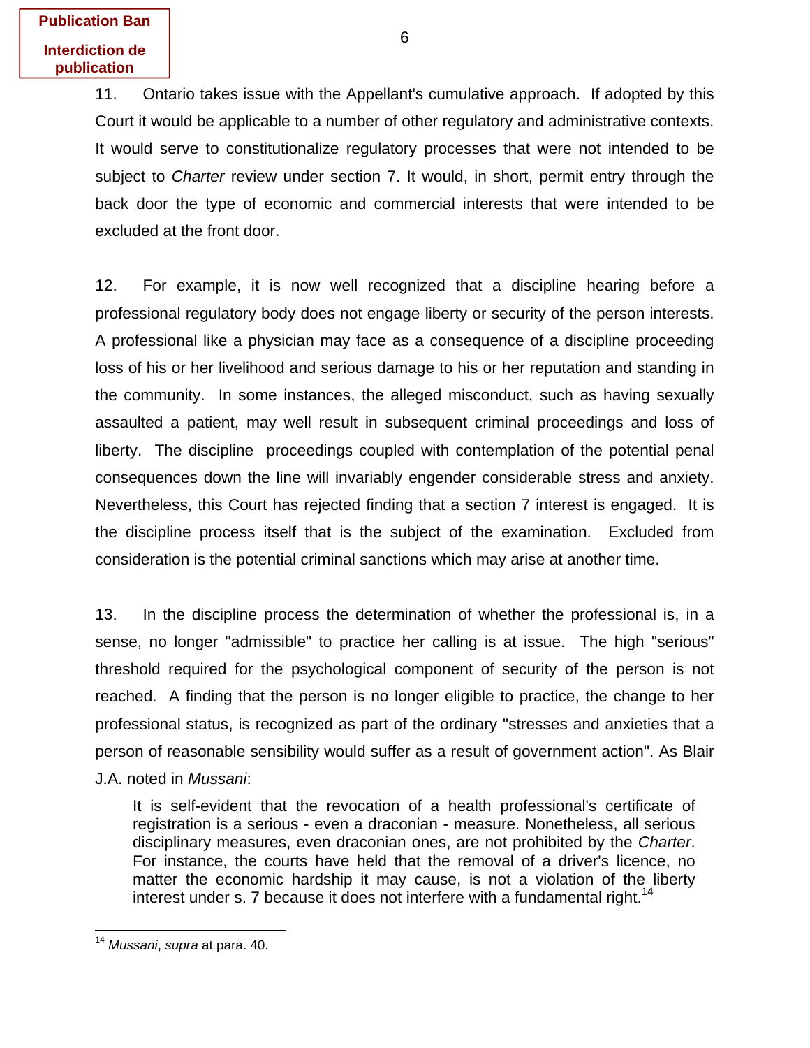**Publication Ban**

**Interdiction de publication**

11. Ontario takes issue with the Appellant's cumulative approach. If adopted by this Court it would be applicable to a number of other regulatory and administrative contexts. It would serve to constitutionalize regulatory processes that were not intended to be subject to *Charter* review under section 7. It would, in short, permit entry through the back door the type of economic and commercial interests that were intended to be excluded at the front door.

12. For example, it is now well recognized that a discipline hearing before a professional regulatory body does not engage liberty or security of the person interests. A professional like a physician may face as a consequence of a discipline proceeding loss of his or her livelihood and serious damage to his or her reputation and standing in the community. In some instances, the alleged misconduct, such as having sexually assaulted a patient, may well result in subsequent criminal proceedings and loss of liberty. The discipline proceedings coupled with contemplation of the potential penal consequences down the line will invariably engender considerable stress and anxiety. Nevertheless, this Court has rejected finding that a section 7 interest is engaged. It is the discipline process itself that is the subject of the examination. Excluded from consideration is the potential criminal sanctions which may arise at another time.

13. In the discipline process the determination of whether the professional is, in a sense, no longer "admissible" to practice her calling is at issue. The high "serious" threshold required for the psychological component of security of the person is not reached. A finding that the person is no longer eligible to practice, the change to her professional status, is recognized as part of the ordinary "stresses and anxieties that a person of reasonable sensibility would suffer as a result of government action". As Blair J.A. noted in *Mussani*:

> It is self-evident that the revocation of a health professional's certificate of registration is a serious - even a draconian - measure. Nonetheless, all serious disciplinary measures, even draconian ones, are not prohibited by the *Charter*. For instance, the courts have held that the removal of a driver's licence, no matter the economic hardship it may cause, is not a violation of the liberty interest under s. 7 because it does not interfere with a fundamental right.[14]

[14] *Mussani*, *supra* at para. 40.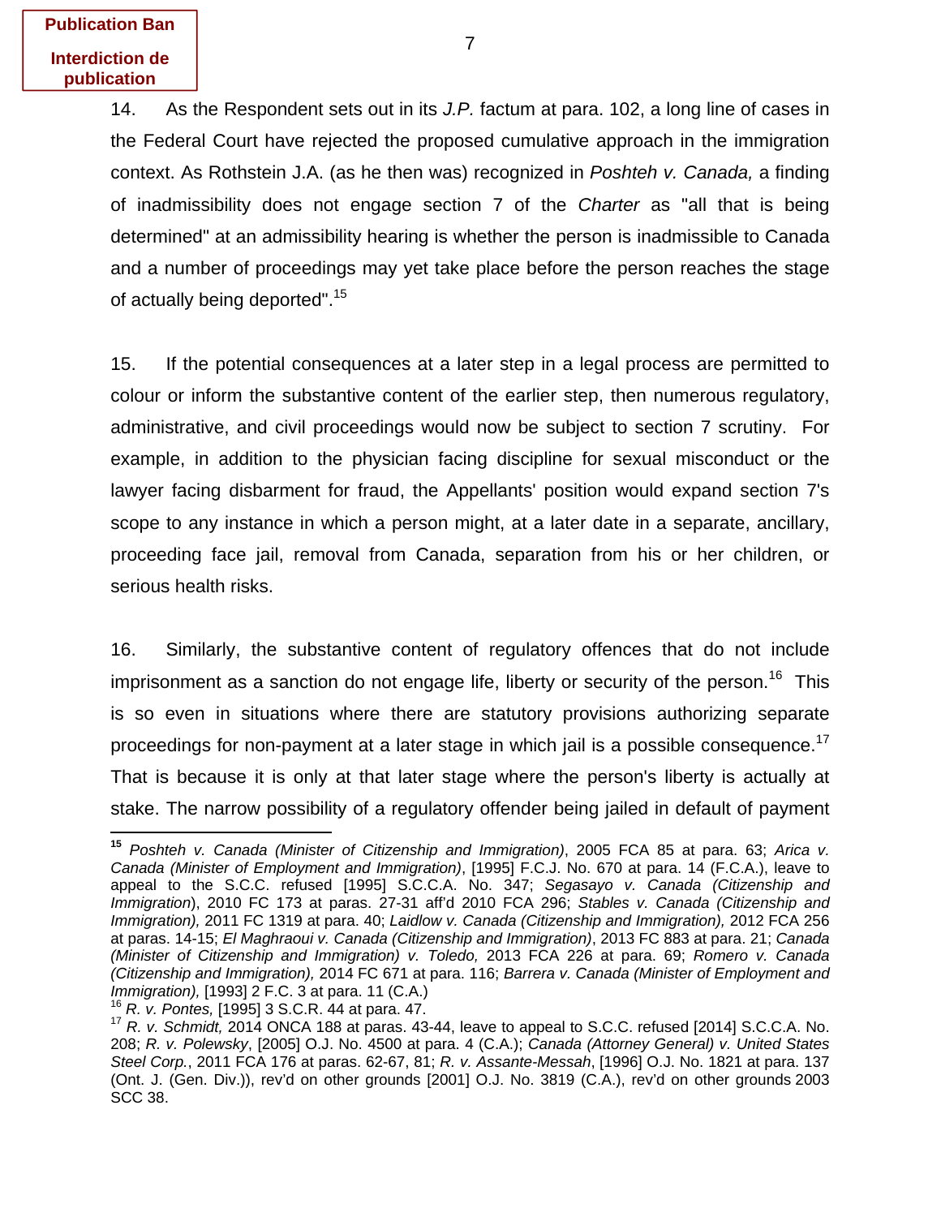14. As the Respondent sets out in its *J.P.* factum at para. 102, a long line of cases in the Federal Court have rejected the proposed cumulative approach in the immigration context. As Rothstein J.A. (as he then was) recognized in *Poshteh v. Canada,* a finding of inadmissibility does not engage section 7 of the *Charter* as "all that is being determined" at an admissibility hearing is whether the person is inadmissible to Canada and a number of proceedings may yet take place before the person reaches the stage of actually being deported".[15]

15. If the potential consequences at a later step in a legal process are permitted to colour or inform the substantive content of the earlier step, then numerous regulatory, administrative, and civil proceedings would now be subject to section 7 scrutiny. For example, in addition to the physician facing discipline for sexual misconduct or the lawyer facing disbarment for fraud, the Appellants' position would expand section 7's scope to any instance in which a person might, at a later date in a separate, ancillary, proceeding face jail, removal from Canada, separation from his or her children, or serious health risks.

16. Similarly, the substantive content of regulatory offences that do not include imprisonment as a sanction do not engage life, liberty or security of the person.[16] This is so even in situations where there are statutory provisions authorizing separate proceedings for non-payment at a later stage in which jail is a possible consequence.[17] That is because it is only at that later stage where the person's liberty is actually at stake. The narrow possibility of a regulatory offender being jailed in default of payment

---

[15] *Poshteh v. Canada (Minister of Citizenship and Immigration)*, 2005 FCA 85 at para. 63; *Arica v. Canada (Minister of Employment and Immigration)*, [1995] F.C.J. No. 670 at para. 14 (F.C.A.), leave to appeal to the S.C.C. refused [1995] S.C.C.A. No. 347; *Segasayo v. Canada (Citizenship and Immigration*), 2010 FC 173 at paras. 27-31 aff'd 2010 FCA 296; *Stables v. Canada (Citizenship and Immigration),* 2011 FC 1319 at para. 40; *Laidlow v. Canada (Citizenship and Immigration),* 2012 FCA 256 at paras. 14-15; *El Maghraoui v. Canada (Citizenship and Immigration)*, 2013 FC 883 at para. 21; *Canada (Minister of Citizenship and Immigration) v. Toledo,* 2013 FCA 226 at para. 69; *Romero v. Canada (Citizenship and Immigration),* 2014 FC 671 at para. 116; *Barrera v. Canada (Minister of Employment and Immigration),* [1993] 2 F.C. 3 at para. 11 (C.A.)

[16] *R. v. Pontes,* [1995] 3 S.C.R. 44 at para. 47.

[17] *R. v. Schmidt,* 2014 ONCA 188 at paras. 43-44, leave to appeal to S.C.C. refused [2014] S.C.C.A. No. 208; *R. v. Polewsky*, [2005] O.J. No. 4500 at para. 4 (C.A.); *Canada (Attorney General) v. United States Steel Corp.*, 2011 FCA 176 at paras. 62-67, 81; *R. v. Assante-Messah*, [1996] O.J. No. 1821 at para. 137 (Ont. J. (Gen. Div.)), rev'd on other grounds [2001] O.J. No. 3819 (C.A.), rev'd on other grounds 2003 SCC 38.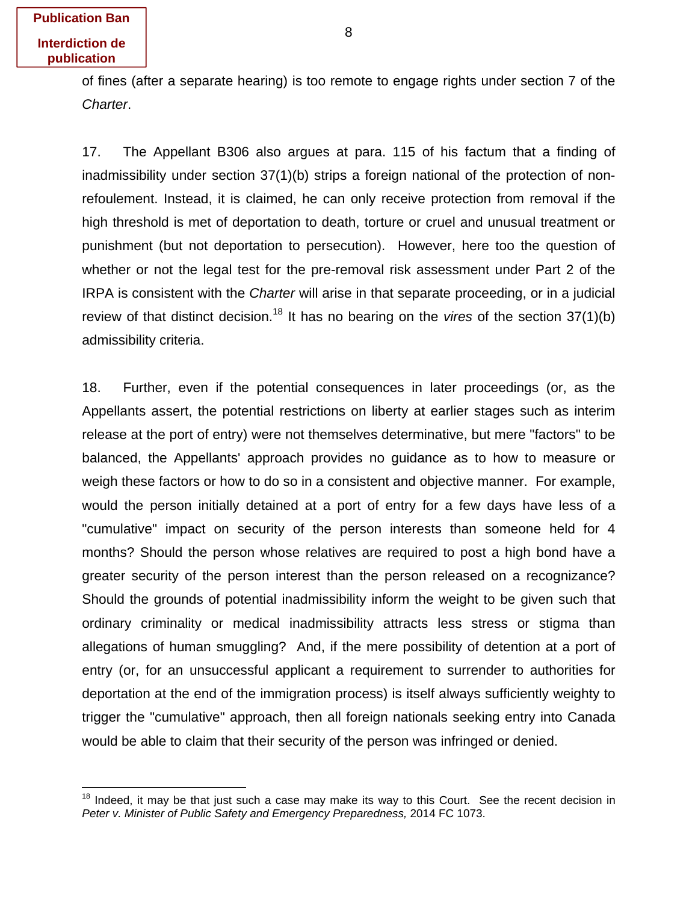of fines (after a separate hearing) is too remote to engage rights under section 7 of the *Charter*.

17. The Appellant B306 also argues at para. 115 of his factum that a finding of inadmissibility under section 37(1)(b) strips a foreign national of the protection of non-refoulement. Instead, it is claimed, he can only receive protection from removal if the high threshold is met of deportation to death, torture or cruel and unusual treatment or punishment (but not deportation to persecution). However, here too the question of whether or not the legal test for the pre-removal risk assessment under Part 2 of the IRPA is consistent with the *Charter* will arise in that separate proceeding, or in a judicial review of that distinct decision.[18] It has no bearing on the *vires* of the section 37(1)(b) admissibility criteria.

18. Further, even if the potential consequences in later proceedings (or, as the Appellants assert, the potential restrictions on liberty at earlier stages such as interim release at the port of entry) were not themselves determinative, but mere "factors" to be balanced, the Appellants' approach provides no guidance as to how to measure or weigh these factors or how to do so in a consistent and objective manner. For example, would the person initially detained at a port of entry for a few days have less of a "cumulative" impact on security of the person interests than someone held for 4 months? Should the person whose relatives are required to post a high bond have a greater security of the person interest than the person released on a recognizance? Should the grounds of potential inadmissibility inform the weight to be given such that ordinary criminality or medical inadmissibility attracts less stress or stigma than allegations of human smuggling? And, if the mere possibility of detention at a port of entry (or, for an unsuccessful applicant a requirement to surrender to authorities for deportation at the end of the immigration process) is itself always sufficiently weighty to trigger the "cumulative" approach, then all foreign nationals seeking entry into Canada would be able to claim that their security of the person was infringed or denied.

---

[18] Indeed, it may be that just such a case may make its way to this Court. See the recent decision in *Peter v. Minister of Public Safety and Emergency Preparedness,* 2014 FC 1073.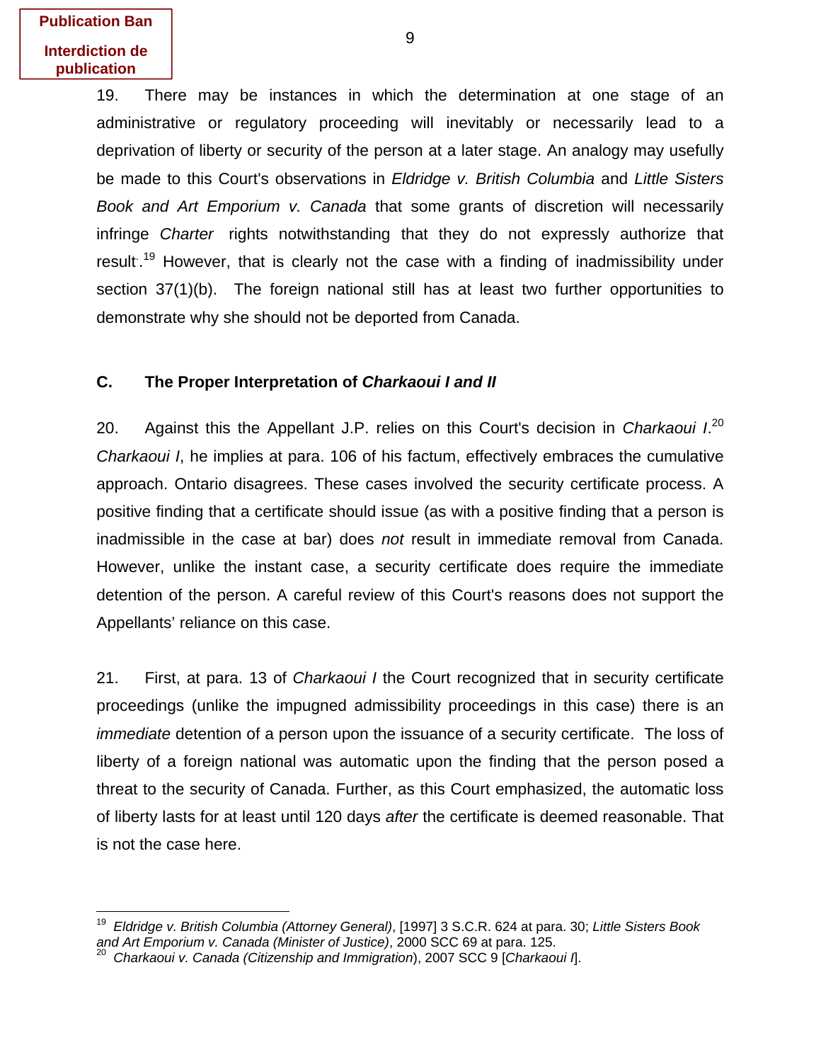Publication Ban

Interdiction de publication

19. There may be instances in which the determination at one stage of an administrative or regulatory proceeding will inevitably or necessarily lead to a deprivation of liberty or security of the person at a later stage. An analogy may usefully be made to this Court's observations in *Eldridge v. British Columbia* and *Little Sisters Book and Art Emporium v. Canada* that some grants of discretion will necessarily infringe *Charter* rights notwithstanding that they do not expressly authorize that result.[19] However, that is clearly not the case with a finding of inadmissibility under section 37(1)(b). The foreign national still has at least two further opportunities to demonstrate why she should not be deported from Canada.

### C. The Proper Interpretation of *Charkaoui I and II*

20. Against this the Appellant J.P. relies on this Court's decision in *Charkaoui I*.[20] *Charkaoui I*, he implies at para. 106 of his factum, effectively embraces the cumulative approach. Ontario disagrees. These cases involved the security certificate process. A positive finding that a certificate should issue (as with a positive finding that a person is inadmissible in the case at bar) does *not* result in immediate removal from Canada. However, unlike the instant case, a security certificate does require the immediate detention of the person. A careful review of this Court's reasons does not support the Appellants' reliance on this case.

21. First, at para. 13 of *Charkaoui I* the Court recognized that in security certificate proceedings (unlike the impugned admissibility proceedings in this case) there is an *immediate* detention of a person upon the issuance of a security certificate. The loss of liberty of a foreign national was automatic upon the finding that the person posed a threat to the security of Canada. Further, as this Court emphasized, the automatic loss of liberty lasts for at least until 120 days *after* the certificate is deemed reasonable. That is not the case here.

---

[19] *Eldridge v. British Columbia (Attorney General)*, [1997] 3 S.C.R. 624 at para. 30; *Little Sisters Book and Art Emporium v. Canada (Minister of Justice)*, 2000 SCC 69 at para. 125.

[20] *Charkaoui v. Canada (Citizenship and Immigration*), 2007 SCC 9 [*Charkaoui I*].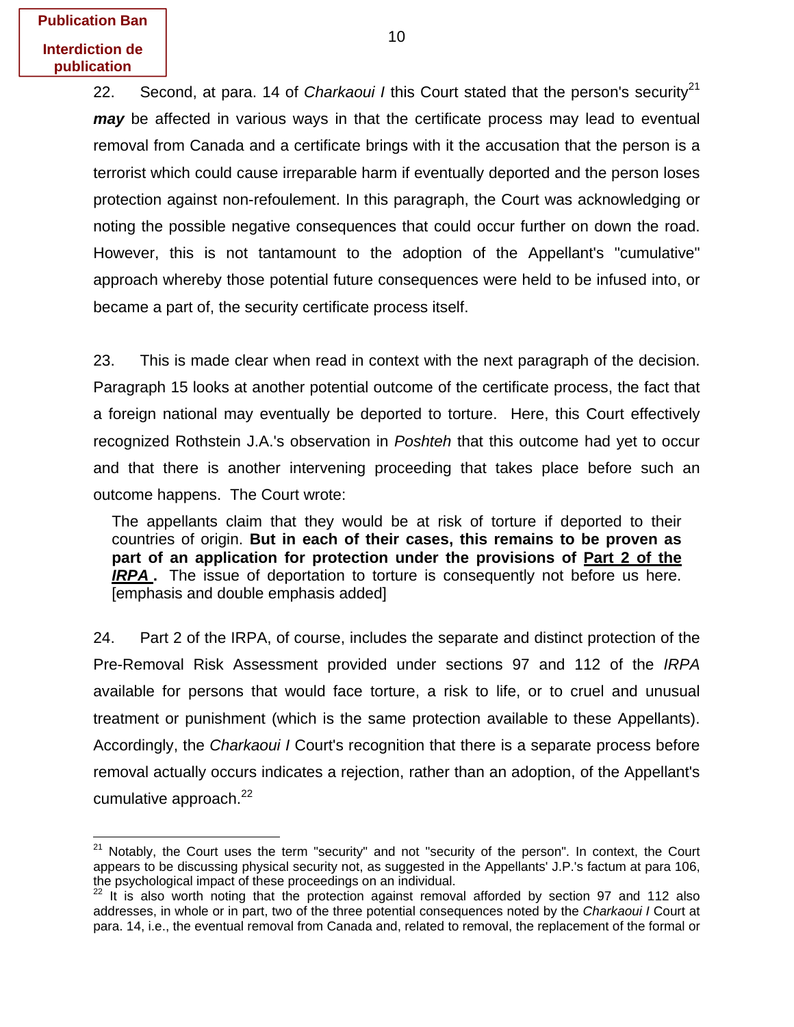**Publication Ban**

**Interdiction de publication**

22. Second, at para. 14 of *Charkaoui I* this Court stated that the person's security[21] ***may*** be affected in various ways in that the certificate process may lead to eventual removal from Canada and a certificate brings with it the accusation that the person is a terrorist which could cause irreparable harm if eventually deported and the person loses protection against non-refoulement. In this paragraph, the Court was acknowledging or noting the possible negative consequences that could occur further on down the road. However, this is not tantamount to the adoption of the Appellant's "cumulative" approach whereby those potential future consequences were held to be infused into, or became a part of, the security certificate process itself.

23. This is made clear when read in context with the next paragraph of the decision. Paragraph 15 looks at another potential outcome of the certificate process, the fact that a foreign national may eventually be deported to torture. Here, this Court effectively recognized Rothstein J.A.'s observation in *Poshteh* that this outcome had yet to occur and that there is another intervening proceeding that takes place before such an outcome happens. The Court wrote:

> The appellants claim that they would be at risk of torture if deported to their countries of origin. **But in each of their cases, this remains to be proven as part of an application for protection under the provisions of <u>Part 2 of the *IRPA*</u>.** The issue of deportation to torture is consequently not before us here. [emphasis and double emphasis added]

24. Part 2 of the IRPA, of course, includes the separate and distinct protection of the Pre-Removal Risk Assessment provided under sections 97 and 112 of the *IRPA* available for persons that would face torture, a risk to life, or to cruel and unusual treatment or punishment (which is the same protection available to these Appellants). Accordingly, the *Charkaoui I* Court's recognition that there is a separate process before removal actually occurs indicates a rejection, rather than an adoption, of the Appellant's cumulative approach.[22]

---

[21] Notably, the Court uses the term "security" and not "security of the person". In context, the Court appears to be discussing physical security not, as suggested in the Appellants' J.P.'s factum at para 106, the psychological impact of these proceedings on an individual.

[22] It is also worth noting that the protection against removal afforded by section 97 and 112 also addresses, in whole or in part, two of the three potential consequences noted by the *Charkaoui I* Court at para. 14, i.e., the eventual removal from Canada and, related to removal, the replacement of the formal or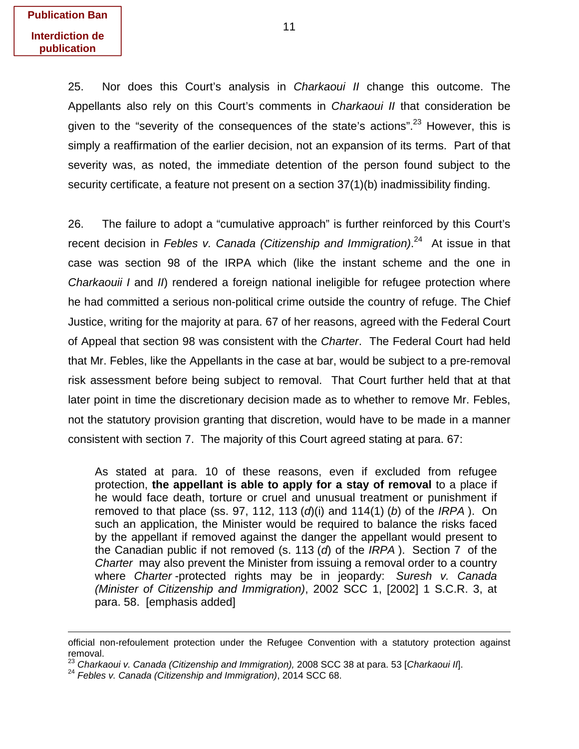**Publication Ban**

**Interdiction de publication**

25. Nor does this Court's analysis in *Charkaoui II* change this outcome. The Appellants also rely on this Court's comments in *Charkaoui II* that consideration be given to the "severity of the consequences of the state's actions".[23] However, this is simply a reaffirmation of the earlier decision, not an expansion of its terms. Part of that severity was, as noted, the immediate detention of the person found subject to the security certificate, a feature not present on a section 37(1)(b) inadmissibility finding.

26. The failure to adopt a "cumulative approach" is further reinforced by this Court's recent decision in *Febles v. Canada (Citizenship and Immigration)*.[24] At issue in that case was section 98 of the IRPA which (like the instant scheme and the one in *Charkaouii I* and *II*) rendered a foreign national ineligible for refugee protection where he had committed a serious non-political crime outside the country of refuge. The Chief Justice, writing for the majority at para. 67 of her reasons, agreed with the Federal Court of Appeal that section 98 was consistent with the *Charter*. The Federal Court had held that Mr. Febles, like the Appellants in the case at bar, would be subject to a pre-removal risk assessment before being subject to removal. That Court further held that at that later point in time the discretionary decision made as to whether to remove Mr. Febles, not the statutory provision granting that discretion, would have to be made in a manner consistent with section 7. The majority of this Court agreed stating at para. 67:

> As stated at para. 10 of these reasons, even if excluded from refugee protection, **the appellant is able to apply for a stay of removal** to a place if he would face death, torture or cruel and unusual treatment or punishment if removed to that place (ss. 97, 112, 113 (*d*)(i) and 114(1) (*b*) of the *IRPA* ). On such an application, the Minister would be required to balance the risks faced by the appellant if removed against the danger the appellant would present to the Canadian public if not removed (s. 113 (*d*) of the *IRPA* ). Section 7 of the *Charter* may also prevent the Minister from issuing a removal order to a country where *Charter* -protected rights may be in jeopardy: *Suresh v. Canada (Minister of Citizenship and Immigration)*, 2002 SCC 1, [2002] 1 S.C.R. 3, at para. 58. [emphasis added]

---

official non-refoulement protection under the Refugee Convention with a statutory protection against removal.

[23] *Charkaoui v. Canada (Citizenship and Immigration),* 2008 SCC 38 at para. 53 [*Charkaoui II*].

[24] *Febles v. Canada (Citizenship and Immigration)*, 2014 SCC 68.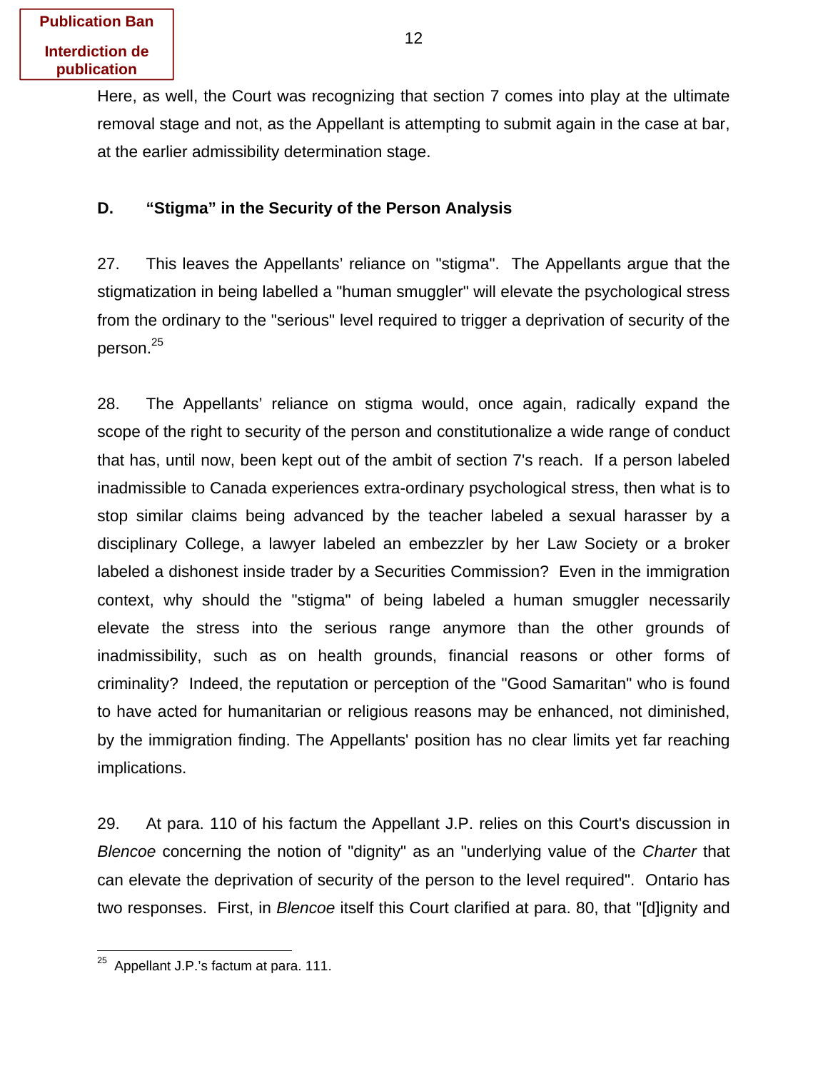Publication Ban

Interdiction de publication

Here, as well, the Court was recognizing that section 7 comes into play at the ultimate removal stage and not, as the Appellant is attempting to submit again in the case at bar, at the earlier admissibility determination stage.

**D. “Stigma” in the Security of the Person Analysis**

27. This leaves the Appellants’ reliance on "stigma". The Appellants argue that the stigmatization in being labelled a "human smuggler" will elevate the psychological stress from the ordinary to the "serious" level required to trigger a deprivation of security of the person.[25]

28. The Appellants’ reliance on stigma would, once again, radically expand the scope of the right to security of the person and constitutionalize a wide range of conduct that has, until now, been kept out of the ambit of section 7's reach. If a person labeled inadmissible to Canada experiences extra-ordinary psychological stress, then what is to stop similar claims being advanced by the teacher labeled a sexual harasser by a disciplinary College, a lawyer labeled an embezzler by her Law Society or a broker labeled a dishonest inside trader by a Securities Commission? Even in the immigration context, why should the "stigma" of being labeled a human smuggler necessarily elevate the stress into the serious range anymore than the other grounds of inadmissibility, such as on health grounds, financial reasons or other forms of criminality? Indeed, the reputation or perception of the "Good Samaritan" who is found to have acted for humanitarian or religious reasons may be enhanced, not diminished, by the immigration finding. The Appellants' position has no clear limits yet far reaching implications.

29. At para. 110 of his factum the Appellant J.P. relies on this Court's discussion in *Blencoe* concerning the notion of "dignity" as an "underlying value of the *Charter* that can elevate the deprivation of security of the person to the level required". Ontario has two responses. First, in *Blencoe* itself this Court clarified at para. 80, that "[d]ignity and

---

[25] Appellant J.P.’s factum at para. 111.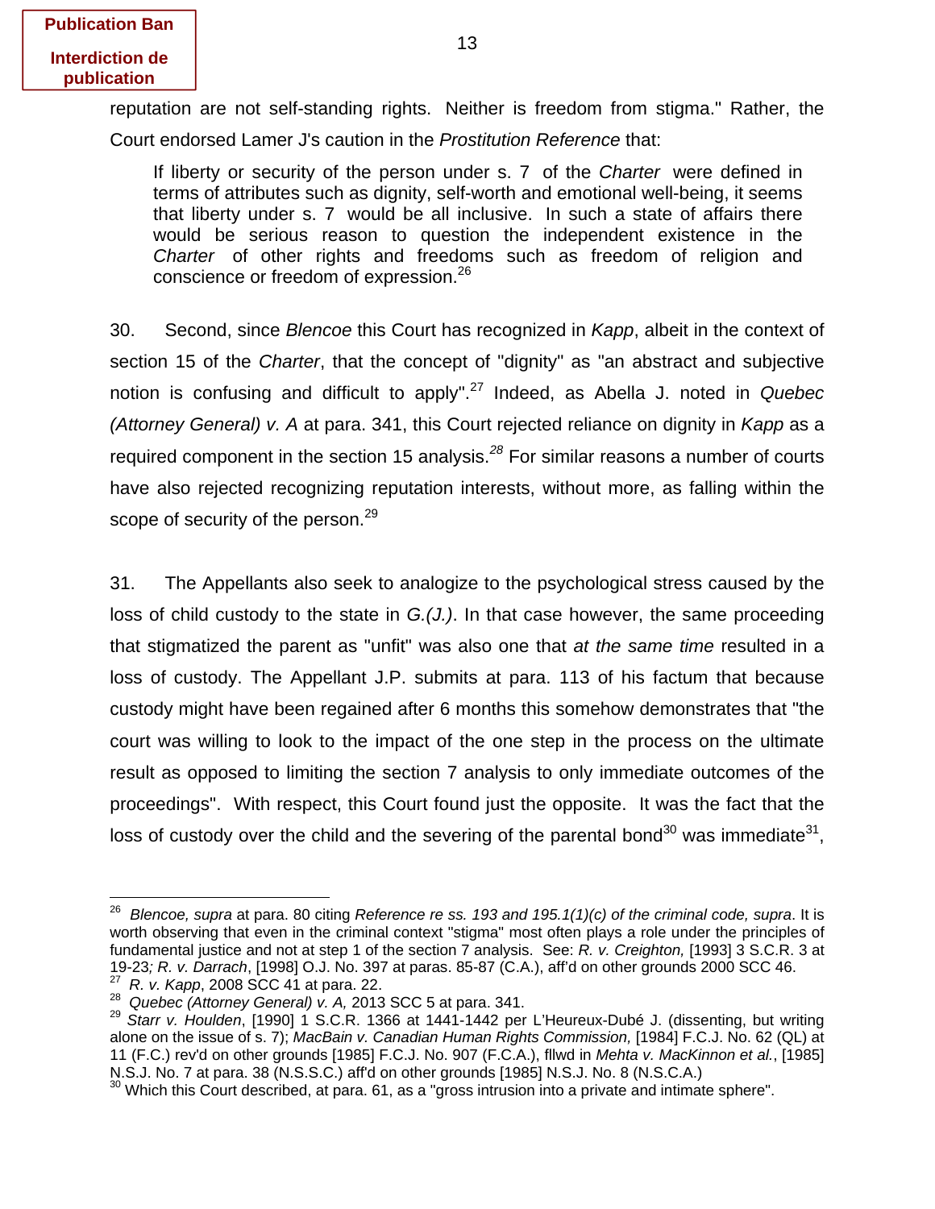reputation are not self-standing rights. Neither is freedom from stigma." Rather, the Court endorsed Lamer J's caution in the *Prostitution Reference* that:

> If liberty or security of the person under s. 7 of the *Charter* were defined in terms of attributes such as dignity, self-worth and emotional well-being, it seems that liberty under s. 7 would be all inclusive. In such a state of affairs there would be serious reason to question the independent existence in the *Charter* of other rights and freedoms such as freedom of religion and conscience or freedom of expression.[26]

30. Second, since *Blencoe* this Court has recognized in *Kapp*, albeit in the context of section 15 of the *Charter*, that the concept of "dignity" as "an abstract and subjective notion is confusing and difficult to apply".[27] Indeed, as Abella J. noted in *Quebec (Attorney General) v. A* at para. 341, this Court rejected reliance on dignity in *Kapp* as a required component in the section 15 analysis.[28] For similar reasons a number of courts have also rejected recognizing reputation interests, without more, as falling within the scope of security of the person.[29]

31. The Appellants also seek to analogize to the psychological stress caused by the loss of child custody to the state in *G.(J.)*. In that case however, the same proceeding that stigmatized the parent as "unfit" was also one that *at the same time* resulted in a loss of custody. The Appellant J.P. submits at para. 113 of his factum that because custody might have been regained after 6 months this somehow demonstrates that "the court was willing to look to the impact of the one step in the process on the ultimate result as opposed to limiting the section 7 analysis to only immediate outcomes of the proceedings". With respect, this Court found just the opposite. It was the fact that the loss of custody over the child and the severing of the parental bond[30] was immediate[31],

---

[26] *Blencoe, supra* at para. 80 citing *Reference re ss. 193 and 195.1(1)(c) of the criminal code, supra*. It is worth observing that even in the criminal context "stigma" most often plays a role under the principles of fundamental justice and not at step 1 of the section 7 analysis. See: *R. v. Creighton,* [1993] 3 S.C.R. 3 at 19-23*; R. v. Darrach*, [1998] O.J. No. 397 at paras. 85-87 (C.A.), aff'd on other grounds 2000 SCC 46.

[27] *R. v. Kapp*, 2008 SCC 41 at para. 22.

[28] *Quebec (Attorney General) v. A,* 2013 SCC 5 at para. 341.

[29] *Starr v. Houlden*, [1990] 1 S.C.R. 1366 at 1441-1442 per L'Heureux-Dubé J. (dissenting, but writing alone on the issue of s. 7); *MacBain v. Canadian Human Rights Commission,* [1984] F.C.J. No. 62 (QL) at 11 (F.C.) rev'd on other grounds [1985] F.C.J. No. 907 (F.C.A.), fllwd in *Mehta v. MacKinnon et al.*, [1985] N.S.J. No. 7 at para. 38 (N.S.S.C.) aff'd on other grounds [1985] N.S.J. No. 8 (N.S.C.A.)

[30] Which this Court described, at para. 61, as a "gross intrusion into a private and intimate sphere".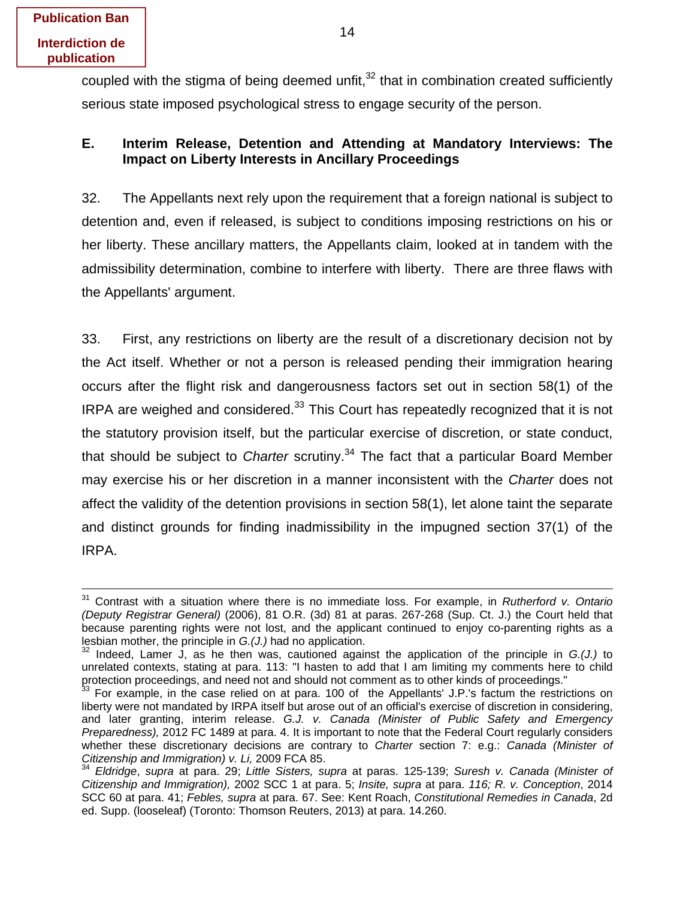coupled with the stigma of being deemed unfit,[32] that in combination created sufficiently serious state imposed psychological stress to engage security of the person.

### E. Interim Release, Detention and Attending at Mandatory Interviews: The Impact on Liberty Interests in Ancillary Proceedings

32. The Appellants next rely upon the requirement that a foreign national is subject to detention and, even if released, is subject to conditions imposing restrictions on his or her liberty. These ancillary matters, the Appellants claim, looked at in tandem with the admissibility determination, combine to interfere with liberty. There are three flaws with the Appellants' argument.

33. First, any restrictions on liberty are the result of a discretionary decision not by the Act itself. Whether or not a person is released pending their immigration hearing occurs after the flight risk and dangerousness factors set out in section 58(1) of the IRPA are weighed and considered.[33] This Court has repeatedly recognized that it is not the statutory provision itself, but the particular exercise of discretion, or state conduct, that should be subject to *Charter* scrutiny.[34] The fact that a particular Board Member may exercise his or her discretion in a manner inconsistent with the *Charter* does not affect the validity of the detention provisions in section 58(1), let alone taint the separate and distinct grounds for finding inadmissibility in the impugned section 37(1) of the IRPA.

---

[31] Contrast with a situation where there is no immediate loss. For example, in *Rutherford v. Ontario (Deputy Registrar General)* (2006), 81 O.R. (3d) 81 at paras. 267-268 (Sup. Ct. J.) the Court held that because parenting rights were not lost, and the applicant continued to enjoy co-parenting rights as a lesbian mother, the principle in *G.(J.)* had no application.

[32] Indeed, Lamer J, as he then was, cautioned against the application of the principle in *G.(J.)* to unrelated contexts, stating at para. 113: "I hasten to add that I am limiting my comments here to child protection proceedings, and need not and should not comment as to other kinds of proceedings."

[33] For example, in the case relied on at para. 100 of the Appellants' J.P.'s factum the restrictions on liberty were not mandated by IRPA itself but arose out of an official's exercise of discretion in considering, and later granting, interim release. *G.J. v. Canada (Minister of Public Safety and Emergency Preparedness),* 2012 FC 1489 at para. 4. It is important to note that the Federal Court regularly considers whether these discretionary decisions are contrary to *Charter* section 7: e.g.: *Canada (Minister of Citizenship and Immigration) v. Li,* 2009 FCA 85.

[34] *Eldridge*, *supra* at para. 29; *Little Sisters, supra* at paras. 125-139; *Suresh v. Canada (Minister of Citizenship and Immigration),* 2002 SCC 1 at para. 5; *Insite, supra* at para. *116; R. v. Conception*, 2014 SCC 60 at para. 41; *Febles, supra* at para. 67. See: Kent Roach, *Constitutional Remedies in Canada*, 2d ed. Supp. (looseleaf) (Toronto: Thomson Reuters, 2013) at para. 14.260.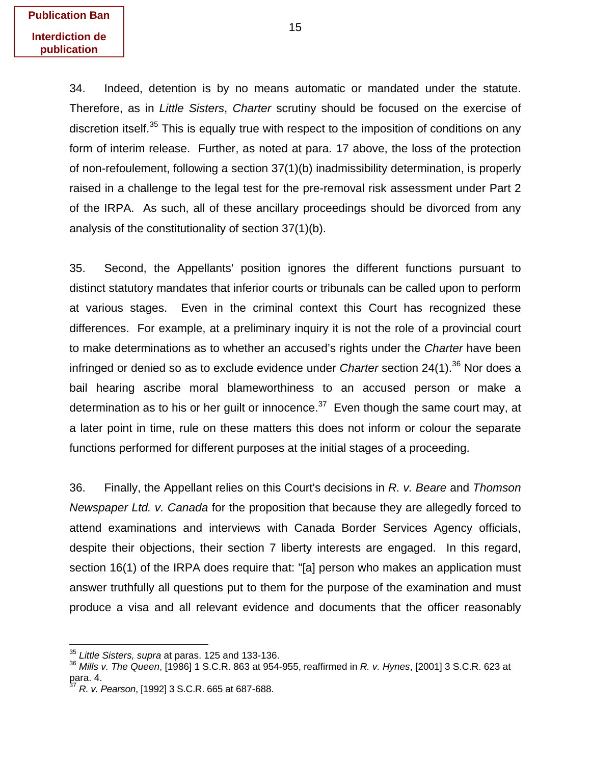Publication Ban

Interdiction de publication

34. Indeed, detention is by no means automatic or mandated under the statute. Therefore, as in *Little Sisters*, *Charter* scrutiny should be focused on the exercise of discretion itself.[35] This is equally true with respect to the imposition of conditions on any form of interim release. Further, as noted at para. 17 above, the loss of the protection of non-refoulement, following a section 37(1)(b) inadmissibility determination, is properly raised in a challenge to the legal test for the pre-removal risk assessment under Part 2 of the IRPA. As such, all of these ancillary proceedings should be divorced from any analysis of the constitutionality of section 37(1)(b).

35. Second, the Appellants' position ignores the different functions pursuant to distinct statutory mandates that inferior courts or tribunals can be called upon to perform at various stages. Even in the criminal context this Court has recognized these differences. For example, at a preliminary inquiry it is not the role of a provincial court to make determinations as to whether an accused's rights under the *Charter* have been infringed or denied so as to exclude evidence under *Charter* section 24(1).[36] Nor does a bail hearing ascribe moral blameworthiness to an accused person or make a determination as to his or her guilt or innocence.[37] Even though the same court may, at a later point in time, rule on these matters this does not inform or colour the separate functions performed for different purposes at the initial stages of a proceeding.

36. Finally, the Appellant relies on this Court's decisions in *R. v. Beare* and *Thomson Newspaper Ltd. v. Canada* for the proposition that because they are allegedly forced to attend examinations and interviews with Canada Border Services Agency officials, despite their objections, their section 7 liberty interests are engaged. In this regard, section 16(1) of the IRPA does require that: "[a] person who makes an application must answer truthfully all questions put to them for the purpose of the examination and must produce a visa and all relevant evidence and documents that the officer reasonably

---

[35] *Little Sisters, supra* at paras. 125 and 133-136.

[36] *Mills v. The Queen*, [1986] 1 S.C.R. 863 at 954-955, reaffirmed in *R. v. Hynes*, [2001] 3 S.C.R. 623 at para. 4.

[37] *R. v. Pearson*, [1992] 3 S.C.R. 665 at 687-688.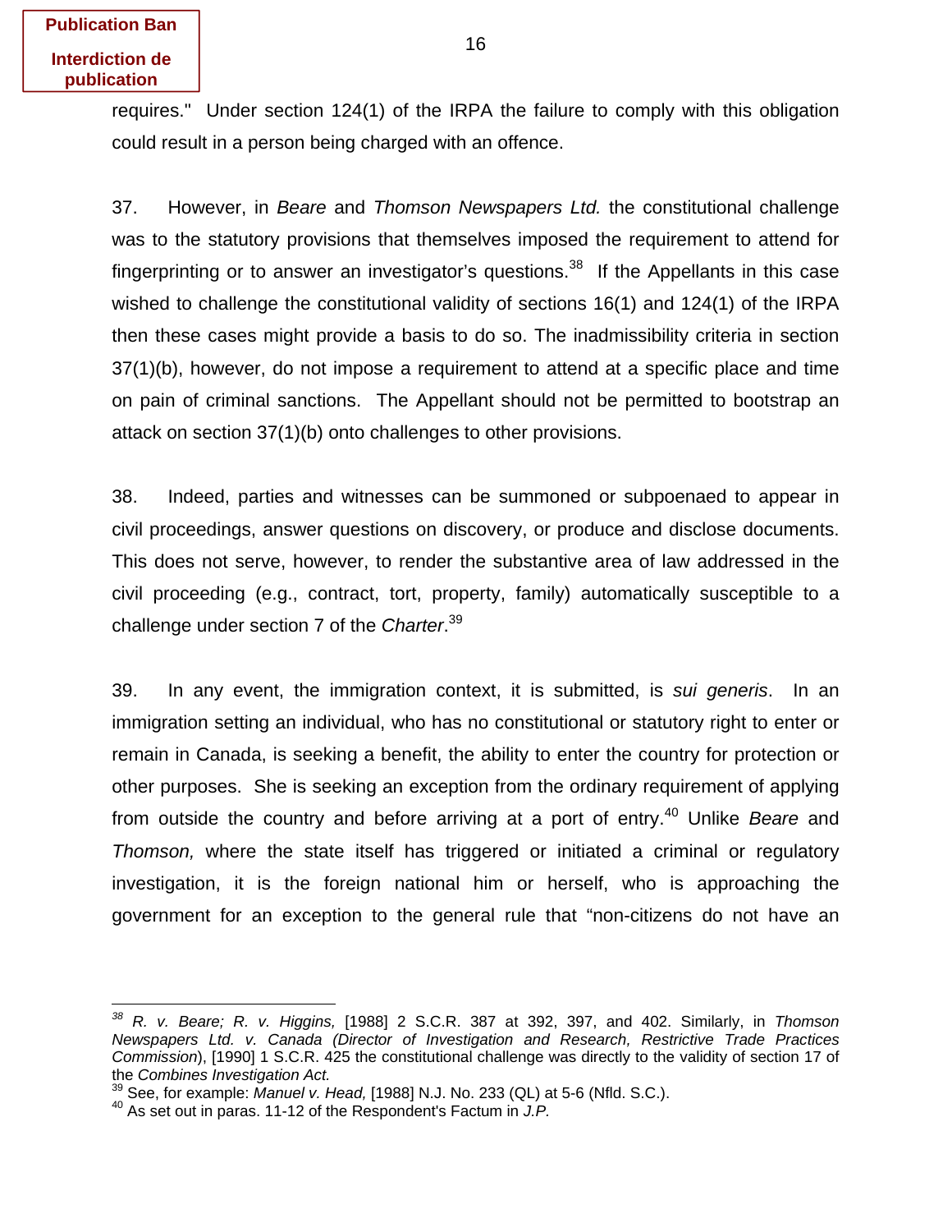**Publication Ban**

**Interdiction de publication**

requires." Under section 124(1) of the IRPA the failure to comply with this obligation could result in a person being charged with an offence.

37. However, in *Beare* and *Thomson Newspapers Ltd.* the constitutional challenge was to the statutory provisions that themselves imposed the requirement to attend for fingerprinting or to answer an investigator's questions.[38] If the Appellants in this case wished to challenge the constitutional validity of sections 16(1) and 124(1) of the IRPA then these cases might provide a basis to do so. The inadmissibility criteria in section 37(1)(b), however, do not impose a requirement to attend at a specific place and time on pain of criminal sanctions. The Appellant should not be permitted to bootstrap an attack on section 37(1)(b) onto challenges to other provisions.

38. Indeed, parties and witnesses can be summoned or subpoenaed to appear in civil proceedings, answer questions on discovery, or produce and disclose documents. This does not serve, however, to render the substantive area of law addressed in the civil proceeding (e.g., contract, tort, property, family) automatically susceptible to a challenge under section 7 of the *Charter*.[39]

39. In any event, the immigration context, it is submitted, is *sui generis*. In an immigration setting an individual, who has no constitutional or statutory right to enter or remain in Canada, is seeking a benefit, the ability to enter the country for protection or other purposes. She is seeking an exception from the ordinary requirement of applying from outside the country and before arriving at a port of entry.[40] Unlike *Beare* and *Thomson,* where the state itself has triggered or initiated a criminal or regulatory investigation, it is the foreign national him or herself, who is approaching the government for an exception to the general rule that "non-citizens do not have an

---

[38] *R. v. Beare; R. v. Higgins,* [1988] 2 S.C.R. 387 at 392, 397, and 402. Similarly, in *Thomson Newspapers Ltd. v. Canada (Director of Investigation and Research, Restrictive Trade Practices Commission*), [1990] 1 S.C.R. 425 the constitutional challenge was directly to the validity of section 17 of the *Combines Investigation Act.*

[39] See, for example: *Manuel v. Head,* [1988] N.J. No. 233 (QL) at 5-6 (Nfld. S.C.).

[40] As set out in paras. 11-12 of the Respondent's Factum in *J.P.*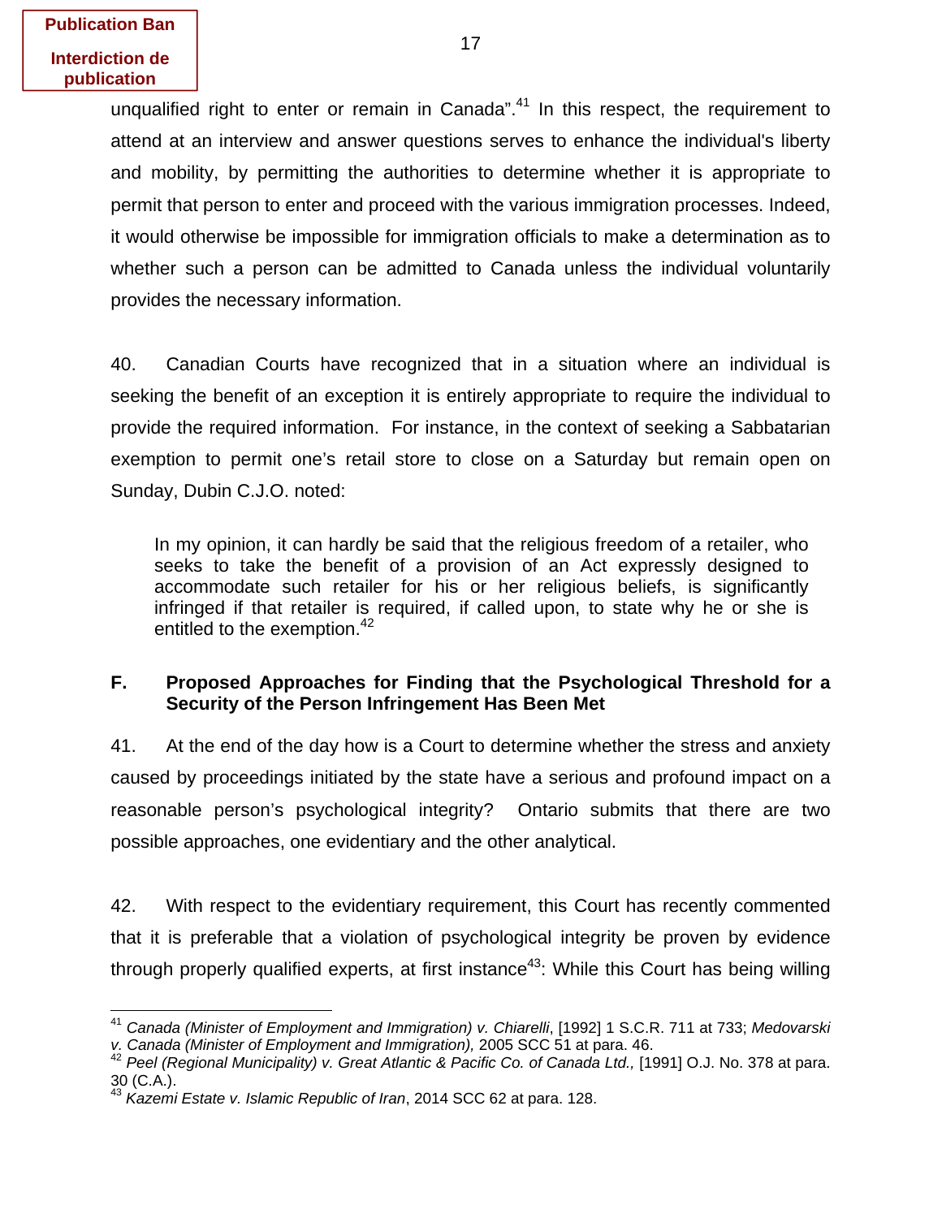unqualified right to enter or remain in Canada".[41] In this respect, the requirement to attend at an interview and answer questions serves to enhance the individual's liberty and mobility, by permitting the authorities to determine whether it is appropriate to permit that person to enter and proceed with the various immigration processes. Indeed, it would otherwise be impossible for immigration officials to make a determination as to whether such a person can be admitted to Canada unless the individual voluntarily provides the necessary information.

40. Canadian Courts have recognized that in a situation where an individual is seeking the benefit of an exception it is entirely appropriate to require the individual to provide the required information. For instance, in the context of seeking a Sabbatarian exemption to permit one's retail store to close on a Saturday but remain open on Sunday, Dubin C.J.O. noted:

> In my opinion, it can hardly be said that the religious freedom of a retailer, who seeks to take the benefit of a provision of an Act expressly designed to accommodate such retailer for his or her religious beliefs, is significantly infringed if that retailer is required, if called upon, to state why he or she is entitled to the exemption.[42]

### F. Proposed Approaches for Finding that the Psychological Threshold for a Security of the Person Infringement Has Been Met

41. At the end of the day how is a Court to determine whether the stress and anxiety caused by proceedings initiated by the state have a serious and profound impact on a reasonable person's psychological integrity? Ontario submits that there are two possible approaches, one evidentiary and the other analytical.

42. With respect to the evidentiary requirement, this Court has recently commented that it is preferable that a violation of psychological integrity be proven by evidence through properly qualified experts, at first instance[43]: While this Court has being willing

---

[41] *Canada (Minister of Employment and Immigration) v. Chiarelli*, [1992] 1 S.C.R. 711 at 733; *Medovarski v. Canada (Minister of Employment and Immigration),* 2005 SCC 51 at para. 46.

[42] *Peel (Regional Municipality) v. Great Atlantic & Pacific Co. of Canada Ltd.,* [1991] O.J. No. 378 at para. 30 (C.A.).

[43] *Kazemi Estate v. Islamic Republic of Iran*, 2014 SCC 62 at para. 128.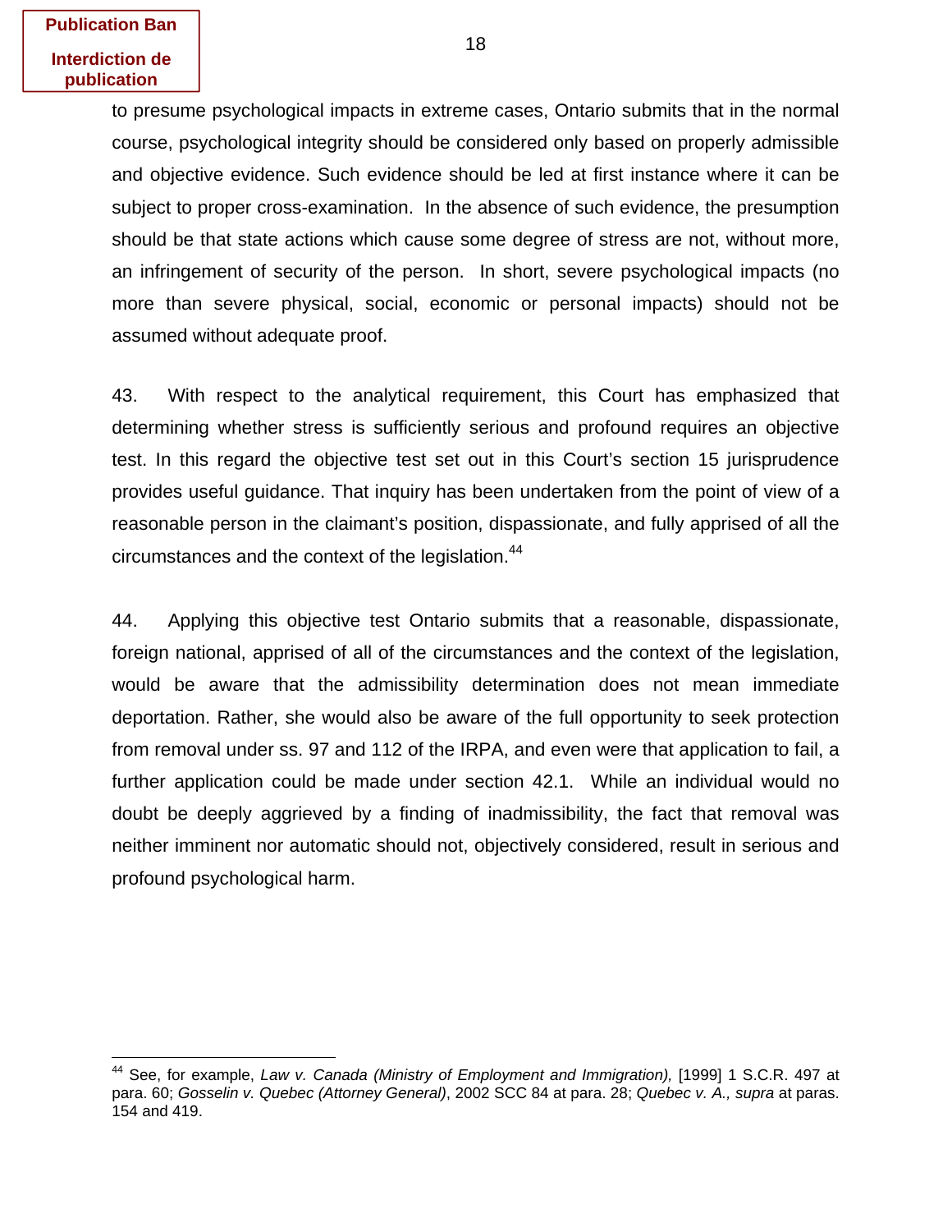to presume psychological impacts in extreme cases, Ontario submits that in the normal course, psychological integrity should be considered only based on properly admissible and objective evidence. Such evidence should be led at first instance where it can be subject to proper cross-examination. In the absence of such evidence, the presumption should be that state actions which cause some degree of stress are not, without more, an infringement of security of the person. In short, severe psychological impacts (no more than severe physical, social, economic or personal impacts) should not be assumed without adequate proof.

43. With respect to the analytical requirement, this Court has emphasized that determining whether stress is sufficiently serious and profound requires an objective test. In this regard the objective test set out in this Court's section 15 jurisprudence provides useful guidance. That inquiry has been undertaken from the point of view of a reasonable person in the claimant's position, dispassionate, and fully apprised of all the circumstances and the context of the legislation.[44]

44. Applying this objective test Ontario submits that a reasonable, dispassionate, foreign national, apprised of all of the circumstances and the context of the legislation, would be aware that the admissibility determination does not mean immediate deportation. Rather, she would also be aware of the full opportunity to seek protection from removal under ss. 97 and 112 of the IRPA, and even were that application to fail, a further application could be made under section 42.1. While an individual would no doubt be deeply aggrieved by a finding of inadmissibility, the fact that removal was neither imminent nor automatic should not, objectively considered, result in serious and profound psychological harm.

---

[44] See, for example, *Law v. Canada (Ministry of Employment and Immigration),* [1999] 1 S.C.R. 497 at para. 60; *Gosselin v. Quebec (Attorney General)*, 2002 SCC 84 at para. 28; *Quebec v. A., supra* at paras. 154 and 419.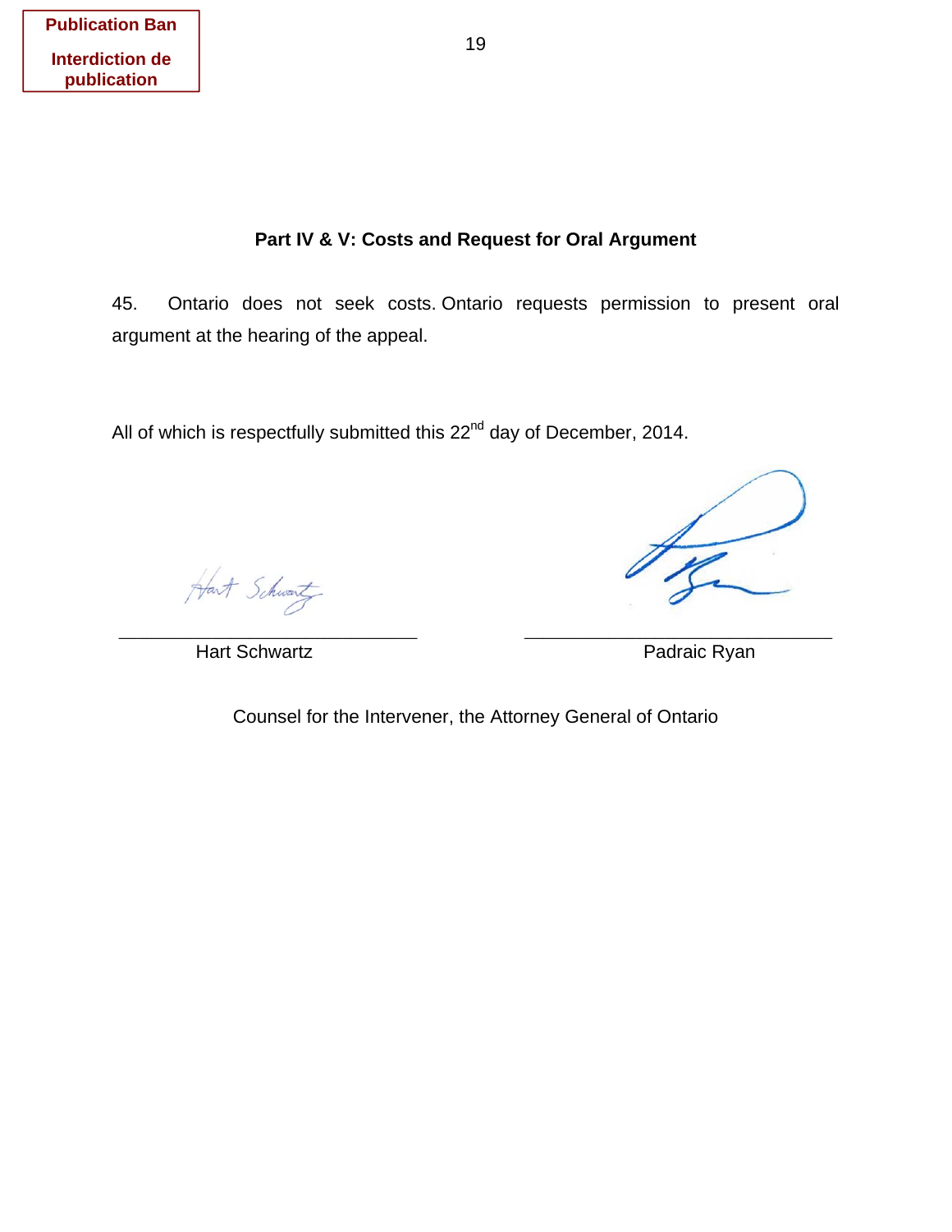Publication Ban

Interdiction de publication

## Part IV & V: Costs and Request for Oral Argument

45. Ontario does not seek costs. Ontario requests permission to present oral argument at the hearing of the appeal.

All of which is respectfully submitted this 22nd day of December, 2014.

| _______________________________ | _______________________________ |
|---|---|
| Hart Schwartz | Padraic Ryan |

Counsel for the Intervener, the Attorney General of Ontario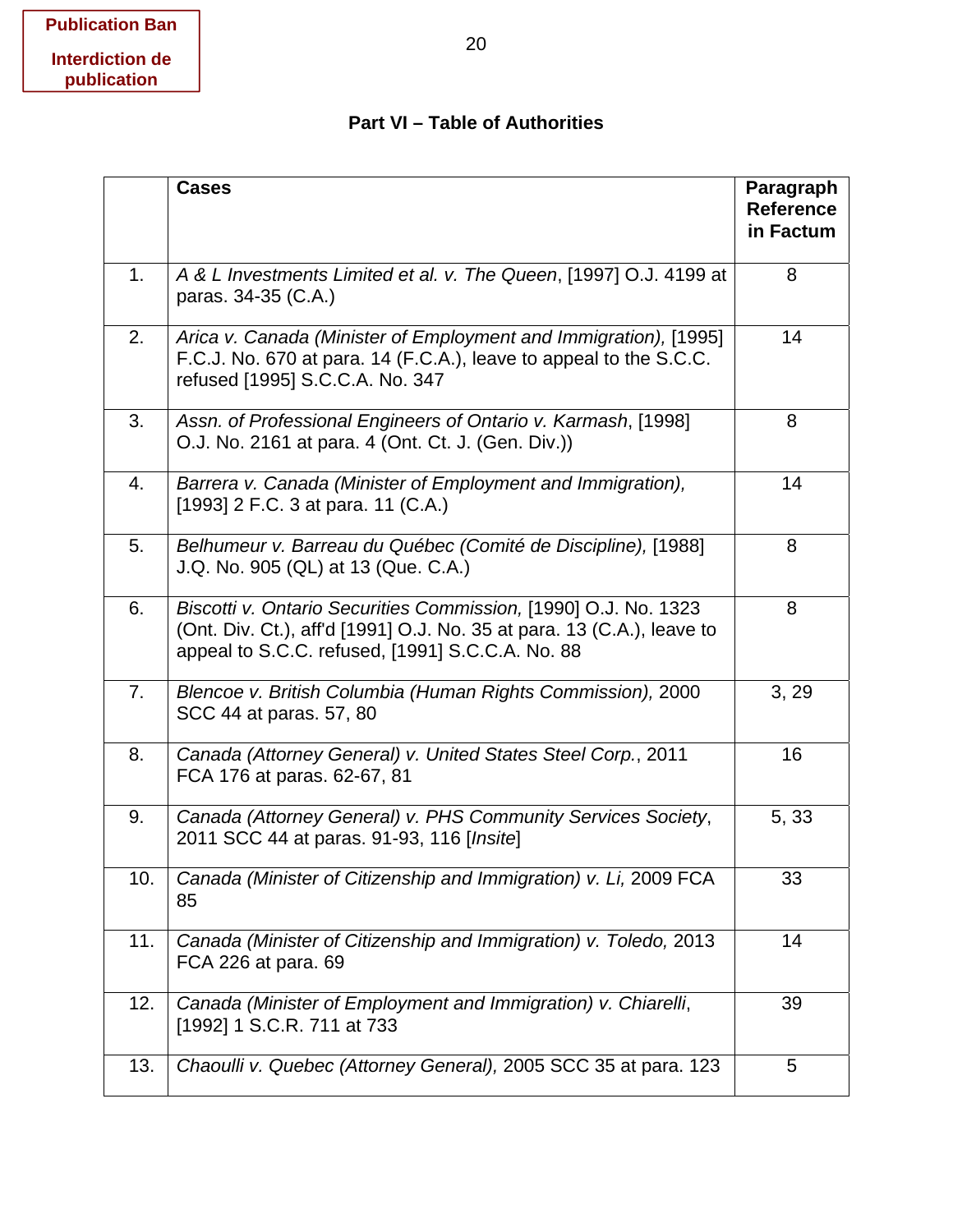Publication Ban

Interdiction de publication

## Part VI – Table of Authorities

| | Cases | Paragraph Reference in Factum |
|---|---|---|
| 1. | *A & L Investments Limited et al. v. The Queen*, [1997] O.J. 4199 at paras. 34-35 (C.A.) | 8 |
| 2. | *Arica v. Canada (Minister of Employment and Immigration),* [1995] F.C.J. No. 670 at para. 14 (F.C.A.), leave to appeal to the S.C.C. refused [1995] S.C.C.A. No. 347 | 14 |
| 3. | *Assn. of Professional Engineers of Ontario v. Karmash*, [1998] O.J. No. 2161 at para. 4 (Ont. Ct. J. (Gen. Div.)) | 8 |
| 4. | *Barrera v. Canada (Minister of Employment and Immigration),* [1993] 2 F.C. 3 at para. 11 (C.A.) | 14 |
| 5. | *Belhumeur v. Barreau du Québec (Comité de Discipline),* [1988] J.Q. No. 905 (QL) at 13 (Que. C.A.) | 8 |
| 6. | *Biscotti v. Ontario Securities Commission,* [1990] O.J. No. 1323 (Ont. Div. Ct.), aff'd [1991] O.J. No. 35 at para. 13 (C.A.), leave to appeal to S.C.C. refused, [1991] S.C.C.A. No. 88 | 8 |
| 7. | *Blencoe v. British Columbia (Human Rights Commission),* 2000 SCC 44 at paras. 57, 80 | 3, 29 |
| 8. | *Canada (Attorney General) v. United States Steel Corp.*, 2011 FCA 176 at paras. 62-67, 81 | 16 |
| 9. | *Canada (Attorney General) v. PHS Community Services Society*, 2011 SCC 44 at paras. 91-93, 116 [*Insite*] | 5, 33 |
| 10. | *Canada (Minister of Citizenship and Immigration) v. Li,* 2009 FCA 85 | 33 |
| 11. | *Canada (Minister of Citizenship and Immigration) v. Toledo,* 2013 FCA 226 at para. 69 | 14 |
| 12. | *Canada (Minister of Employment and Immigration) v. Chiarelli*, [1992] 1 S.C.R. 711 at 733 | 39 |
| 13. | *Chaoulli v. Quebec (Attorney General),* 2005 SCC 35 at para. 123 | 5 |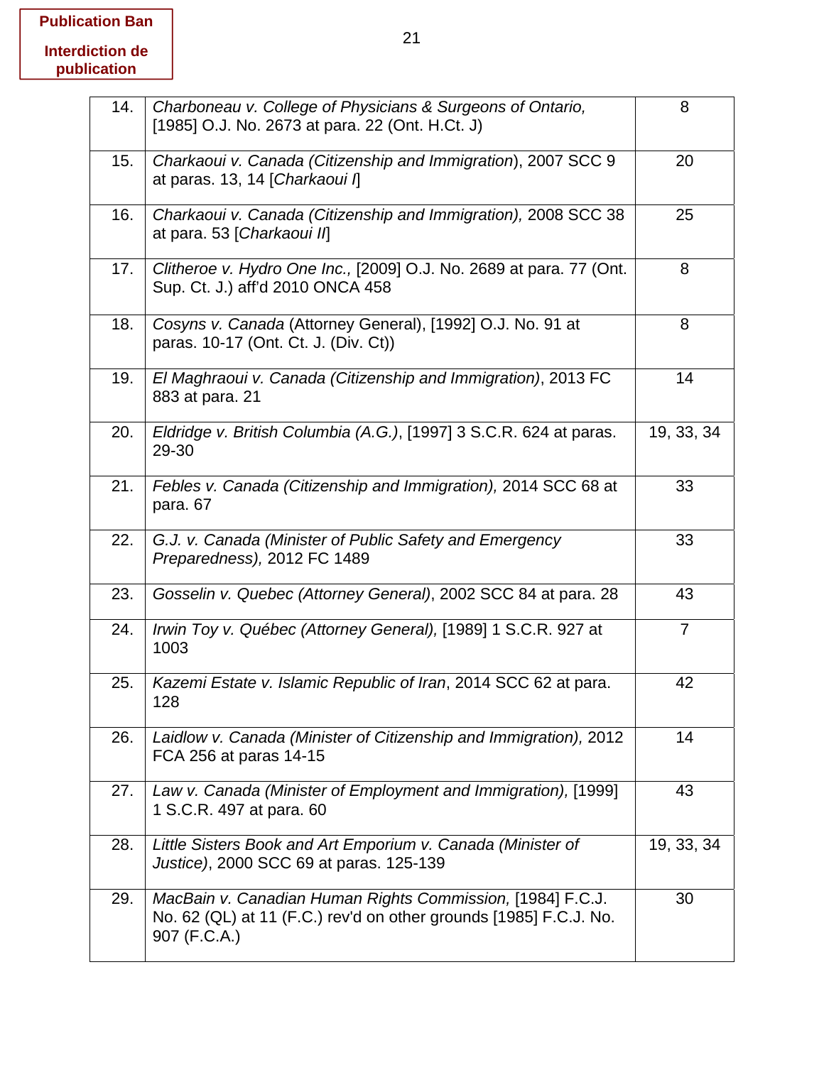**Publication Ban**

**Interdiction de publication**

| | | |
|---|---|---|
| 14. | *Charboneau v. College of Physicians & Surgeons of Ontario,* [1985] O.J. No. 2673 at para. 22 (Ont. H.Ct. J) | 8 |
| 15. | *Charkaoui v. Canada (Citizenship and Immigration*), 2007 SCC 9 at paras. 13, 14 [*Charkaoui I*] | 20 |
| 16. | *Charkaoui v. Canada (Citizenship and Immigration),* 2008 SCC 38 at para. 53 [*Charkaoui II*] | 25 |
| 17. | *Clitheroe v. Hydro One Inc.,* [2009] O.J. No. 2689 at para. 77 (Ont. Sup. Ct. J.) aff'd 2010 ONCA 458 | 8 |
| 18. | *Cosyns v. Canada* (Attorney General), [1992] O.J. No. 91 at paras. 10-17 (Ont. Ct. J. (Div. Ct)) | 8 |
| 19. | *El Maghraoui v. Canada (Citizenship and Immigration)*, 2013 FC 883 at para. 21 | 14 |
| 20. | *Eldridge v. British Columbia (A.G.)*, [1997] 3 S.C.R. 624 at paras. 29-30 | 19, 33, 34 |
| 21. | *Febles v. Canada (Citizenship and Immigration),* 2014 SCC 68 at para. 67 | 33 |
| 22. | *G.J. v. Canada (Minister of Public Safety and Emergency Preparedness),* 2012 FC 1489 | 33 |
| 23. | *Gosselin v. Quebec (Attorney General)*, 2002 SCC 84 at para. 28 | 43 |
| 24. | *Irwin Toy v. Québec (Attorney General),* [1989] 1 S.C.R. 927 at 1003 | 7 |
| 25. | *Kazemi Estate v. Islamic Republic of Iran*, 2014 SCC 62 at para. 128 | 42 |
| 26. | *Laidlow v. Canada (Minister of Citizenship and Immigration),* 2012 FCA 256 at paras 14-15 | 14 |
| 27. | *Law v. Canada (Minister of Employment and Immigration),* [1999] 1 S.C.R. 497 at para. 60 | 43 |
| 28. | *Little Sisters Book and Art Emporium v. Canada (Minister of Justice)*, 2000 SCC 69 at paras. 125-139 | 19, 33, 34 |
| 29. | *MacBain v. Canadian Human Rights Commission,* [1984] F.C.J. No. 62 (QL) at 11 (F.C.) rev'd on other grounds [1985] F.C.J. No. 907 (F.C.A.) | 30 |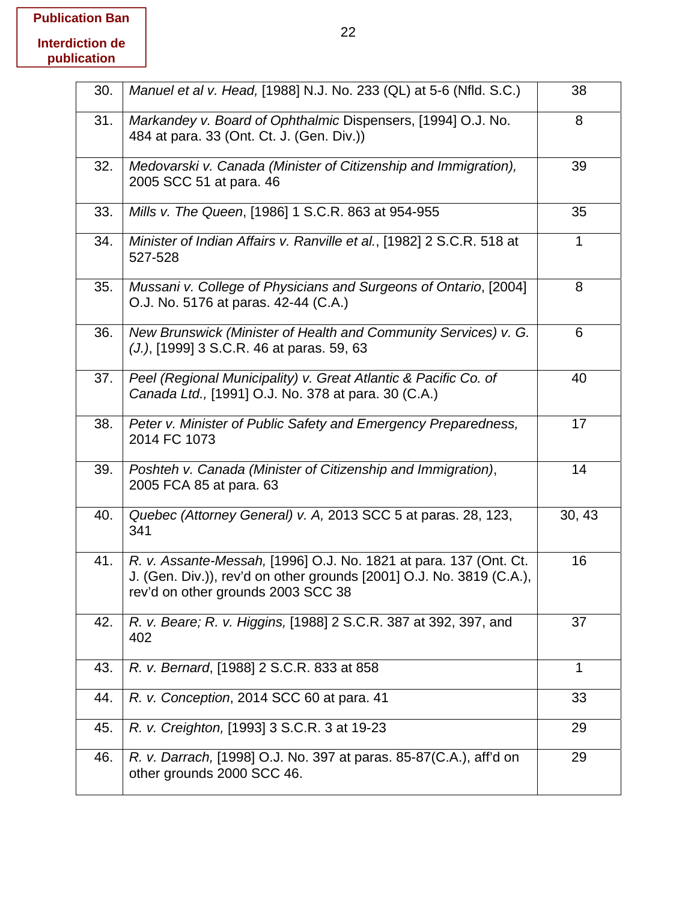Publication Ban

Interdiction de publication

| | | |
|---|---|---|
| 30. | *Manuel et al v. Head,* [1988] N.J. No. 233 (QL) at 5-6 (Nfld. S.C.) | 38 |
| 31. | *Markandey v. Board of Ophthalmic* Dispensers, [1994] O.J. No. 484 at para. 33 (Ont. Ct. J. (Gen. Div.)) | 8 |
| 32. | *Medovarski v. Canada (Minister of Citizenship and Immigration),* 2005 SCC 51 at para. 46 | 39 |
| 33. | *Mills v. The Queen*, [1986] 1 S.C.R. 863 at 954-955 | 35 |
| 34. | *Minister of Indian Affairs v. Ranville et al.*, [1982] 2 S.C.R. 518 at 527-528 | 1 |
| 35. | *Mussani v. College of Physicians and Surgeons of Ontario*, [2004] O.J. No. 5176 at paras. 42-44 (C.A.) | 8 |
| 36. | *New Brunswick (Minister of Health and Community Services) v. G. (J.)*, [1999] 3 S.C.R. 46 at paras. 59, 63 | 6 |
| 37. | *Peel (Regional Municipality) v. Great Atlantic & Pacific Co. of Canada Ltd.,* [1991] O.J. No. 378 at para. 30 (C.A.) | 40 |
| 38. | *Peter v. Minister of Public Safety and Emergency Preparedness,* 2014 FC 1073 | 17 |
| 39. | *Poshteh v. Canada (Minister of Citizenship and Immigration)*, 2005 FCA 85 at para. 63 | 14 |
| 40. | *Quebec (Attorney General) v. A,* 2013 SCC 5 at paras. 28, 123, 341 | 30, 43 |
| 41. | *R. v. Assante-Messah,* [1996] O.J. No. 1821 at para. 137 (Ont. Ct. J. (Gen. Div.)), rev'd on other grounds [2001] O.J. No. 3819 (C.A.), rev'd on other grounds 2003 SCC 38 | 16 |
| 42. | *R. v. Beare; R. v. Higgins,* [1988] 2 S.C.R. 387 at 392, 397, and 402 | 37 |
| 43. | *R. v. Bernard*, [1988] 2 S.C.R. 833 at 858 | 1 |
| 44. | *R. v. Conception*, 2014 SCC 60 at para. 41 | 33 |
| 45. | *R. v. Creighton,* [1993] 3 S.C.R. 3 at 19-23 | 29 |
| 46. | *R. v. Darrach,* [1998] O.J. No. 397 at paras. 85-87(C.A.), aff'd on other grounds 2000 SCC 46. | 29 |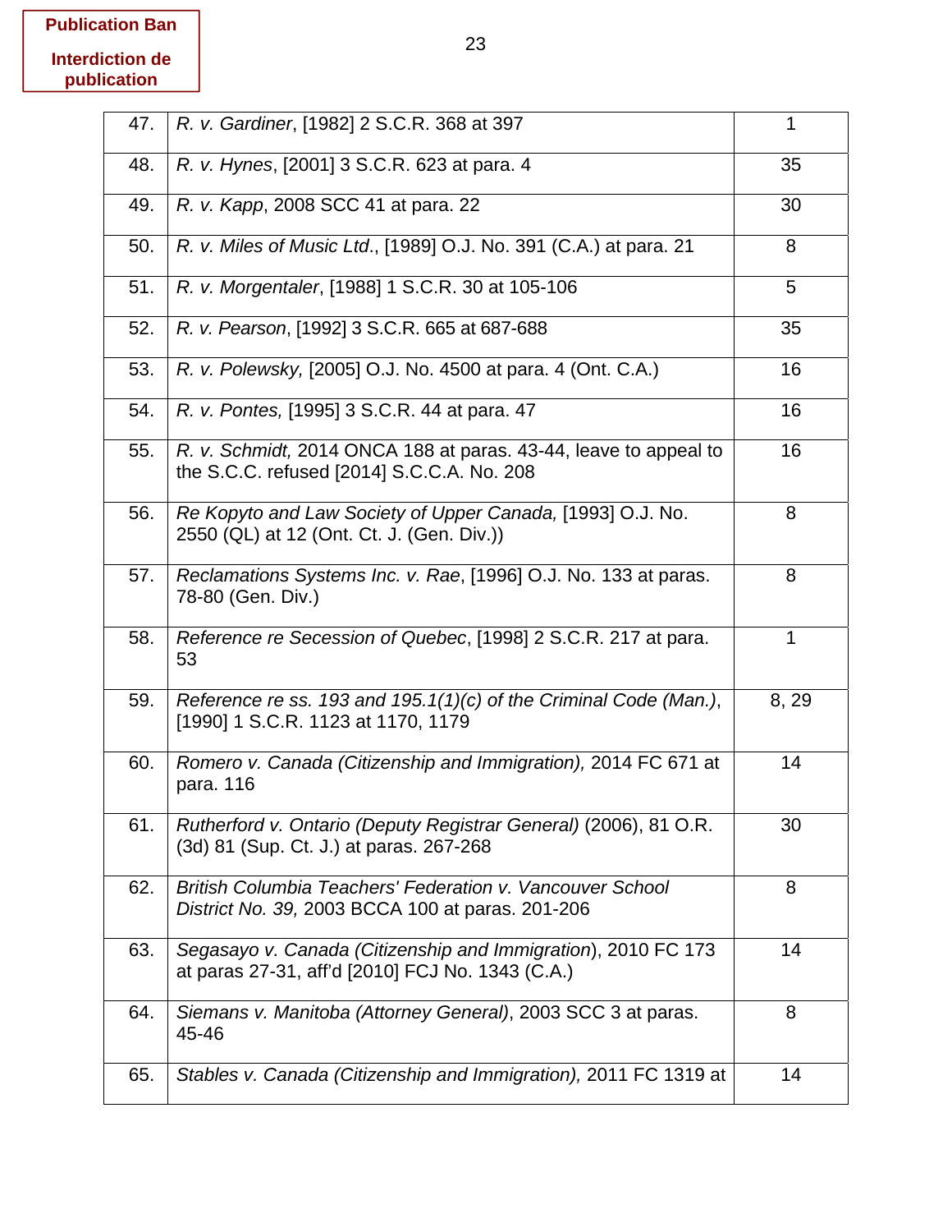**Publication Ban**

**Interdiction de publication**

| | | |
|---|---|---|
| 47. | *R. v. Gardiner*, [1982] 2 S.C.R. 368 at 397 | 1 |
| 48. | *R. v. Hynes*, [2001] 3 S.C.R. 623 at para. 4 | 35 |
| 49. | *R. v. Kapp*, 2008 SCC 41 at para. 22 | 30 |
| 50. | *R. v. Miles of Music Ltd*., [1989] O.J. No. 391 (C.A.) at para. 21 | 8 |
| 51. | *R. v. Morgentaler*, [1988] 1 S.C.R. 30 at 105-106 | 5 |
| 52. | *R. v. Pearson*, [1992] 3 S.C.R. 665 at 687-688 | 35 |
| 53. | *R. v. Polewsky,* [2005] O.J. No. 4500 at para. 4 (Ont. C.A.) | 16 |
| 54. | *R. v. Pontes,* [1995] 3 S.C.R. 44 at para. 47 | 16 |
| 55. | *R. v. Schmidt,* 2014 ONCA 188 at paras. 43-44, leave to appeal to the S.C.C. refused [2014] S.C.C.A. No. 208 | 16 |
| 56. | *Re Kopyto and Law Society of Upper Canada,* [1993] O.J. No. 2550 (QL) at 12 (Ont. Ct. J. (Gen. Div.)) | 8 |
| 57. | *Reclamations Systems Inc. v. Rae*, [1996] O.J. No. 133 at paras. 78-80 (Gen. Div.) | 8 |
| 58. | *Reference re Secession of Quebec*, [1998] 2 S.C.R. 217 at para. 53 | 1 |
| 59. | *Reference re ss. 193 and 195.1(1)(c) of the Criminal Code (Man.)*, [1990] 1 S.C.R. 1123 at 1170, 1179 | 8, 29 |
| 60. | *Romero v. Canada (Citizenship and Immigration),* 2014 FC 671 at para. 116 | 14 |
| 61. | *Rutherford v. Ontario (Deputy Registrar General)* (2006), 81 O.R. (3d) 81 (Sup. Ct. J.) at paras. 267-268 | 30 |
| 62. | *British Columbia Teachers' Federation v. Vancouver School District No. 39,* 2003 BCCA 100 at paras. 201-206 | 8 |
| 63. | *Segasayo v. Canada (Citizenship and Immigration*), 2010 FC 173 at paras 27-31, aff'd [2010] FCJ No. 1343 (C.A.) | 14 |
| 64. | *Siemans v. Manitoba (Attorney General)*, 2003 SCC 3 at paras. 45-46 | 8 |
| 65. | *Stables v. Canada (Citizenship and Immigration),* 2011 FC 1319 at | 14 |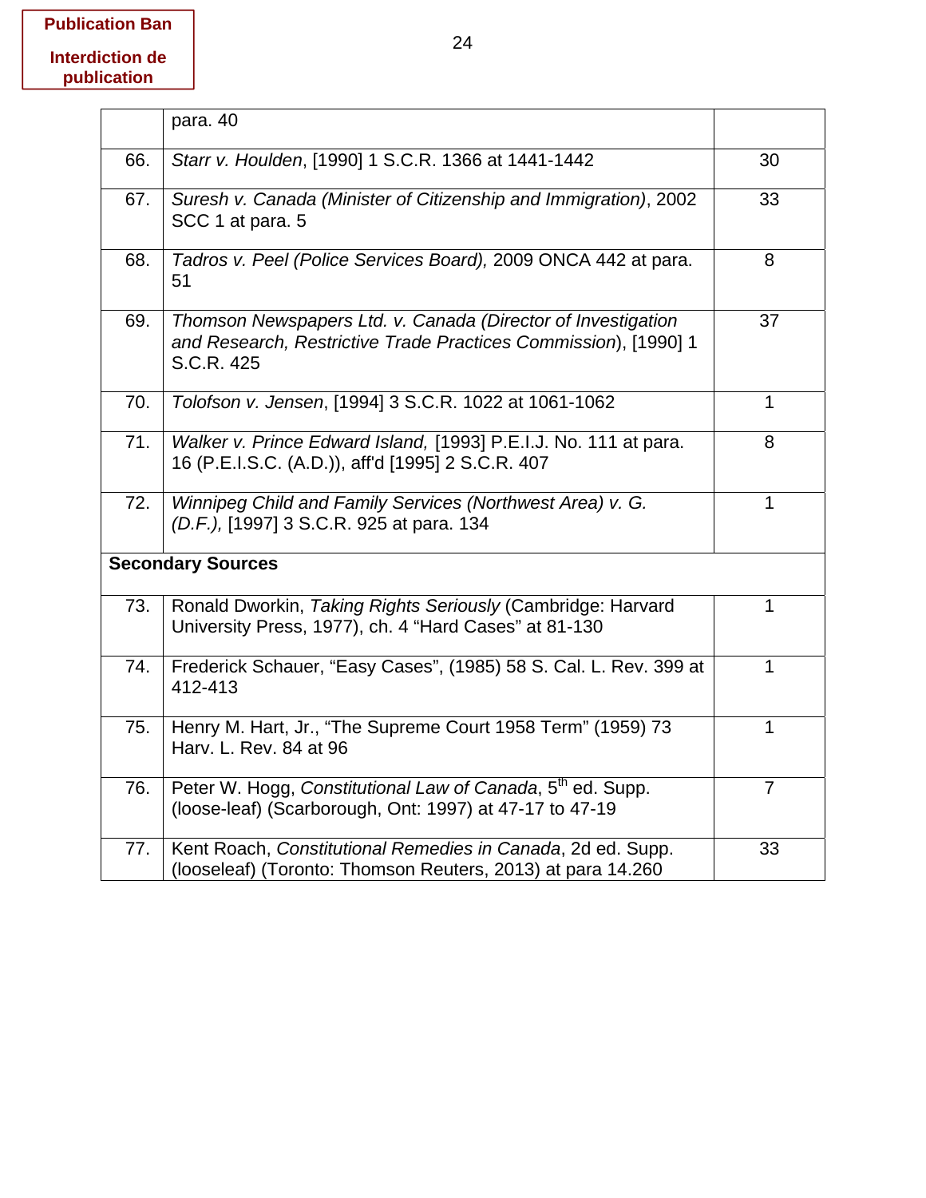Publication Ban

Interdiction de publication

| | | |
|---|---|---|
| | para. 40 | |
| 66. | *Starr v. Houlden*, [1990] 1 S.C.R. 1366 at 1441-1442 | 30 |
| 67. | *Suresh v. Canada (Minister of Citizenship and Immigration)*, 2002 SCC 1 at para. 5 | 33 |
| 68. | *Tadros v. Peel (Police Services Board),* 2009 ONCA 442 at para. 51 | 8 |
| 69. | *Thomson Newspapers Ltd. v. Canada (Director of Investigation and Research, Restrictive Trade Practices Commission*), [1990] 1 S.C.R. 425 | 37 |
| 70. | *Tolofson v. Jensen*, [1994] 3 S.C.R. 1022 at 1061-1062 | 1 |
| 71. | *Walker v. Prince Edward Island,* [1993] P.E.I.J. No. 111 at para. 16 (P.E.I.S.C. (A.D.)), aff'd [1995] 2 S.C.R. 407 | 8 |
| 72. | *Winnipeg Child and Family Services (Northwest Area) v. G. (D.F.),* [1997] 3 S.C.R. 925 at para. 134 | 1 |
| **Secondary Sources** | | |
| 73. | Ronald Dworkin, *Taking Rights Seriously* (Cambridge: Harvard University Press, 1977), ch. 4 "Hard Cases" at 81-130 | 1 |
| 74. | Frederick Schauer, "Easy Cases", (1985) 58 S. Cal. L. Rev. 399 at 412-413 | 1 |
| 75. | Henry M. Hart, Jr., "The Supreme Court 1958 Term" (1959) 73 Harv. L. Rev. 84 at 96 | 1 |
| 76. | Peter W. Hogg, *Constitutional Law of Canada*, 5th ed. Supp. (loose-leaf) (Scarborough, Ont: 1997) at 47-17 to 47-19 | 7 |
| 77. | Kent Roach, *Constitutional Remedies in Canada*, 2d ed. Supp. (looseleaf) (Toronto: Thomson Reuters, 2013) at para 14.260 | 33 |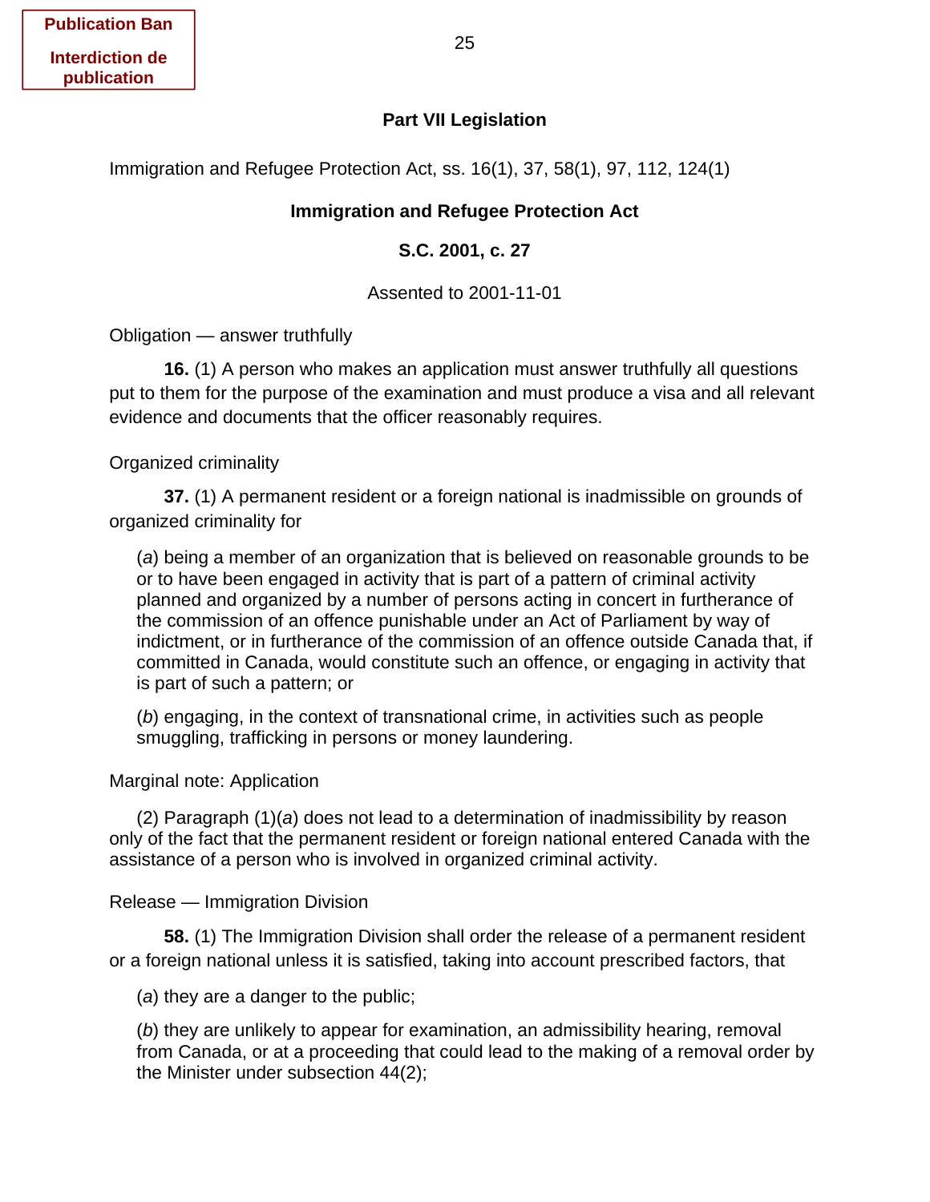Publication Ban

Interdiction de publication

## Part VII Legislation

Immigration and Refugee Protection Act, ss. 16(1), 37, 58(1), 97, 112, 124(1)

### Immigration and Refugee Protection Act

### S.C. 2001, c. 27

Assented to 2001-11-01

Obligation — answer truthfully

**16.** (1) A person who makes an application must answer truthfully all questions put to them for the purpose of the examination and must produce a visa and all relevant evidence and documents that the officer reasonably requires.

Organized criminality

**37.** (1) A permanent resident or a foreign national is inadmissible on grounds of organized criminality for

(*a*) being a member of an organization that is believed on reasonable grounds to be or to have been engaged in activity that is part of a pattern of criminal activity planned and organized by a number of persons acting in concert in furtherance of the commission of an offence punishable under an Act of Parliament by way of indictment, or in furtherance of the commission of an offence outside Canada that, if committed in Canada, would constitute such an offence, or engaging in activity that is part of such a pattern; or

(*b*) engaging, in the context of transnational crime, in activities such as people smuggling, trafficking in persons or money laundering.

Marginal note: Application

(2) Paragraph (1)(*a*) does not lead to a determination of inadmissibility by reason only of the fact that the permanent resident or foreign national entered Canada with the assistance of a person who is involved in organized criminal activity.

Release — Immigration Division

**58.** (1) The Immigration Division shall order the release of a permanent resident or a foreign national unless it is satisfied, taking into account prescribed factors, that

(*a*) they are a danger to the public;

(*b*) they are unlikely to appear for examination, an admissibility hearing, removal from Canada, or at a proceeding that could lead to the making of a removal order by the Minister under subsection 44(2);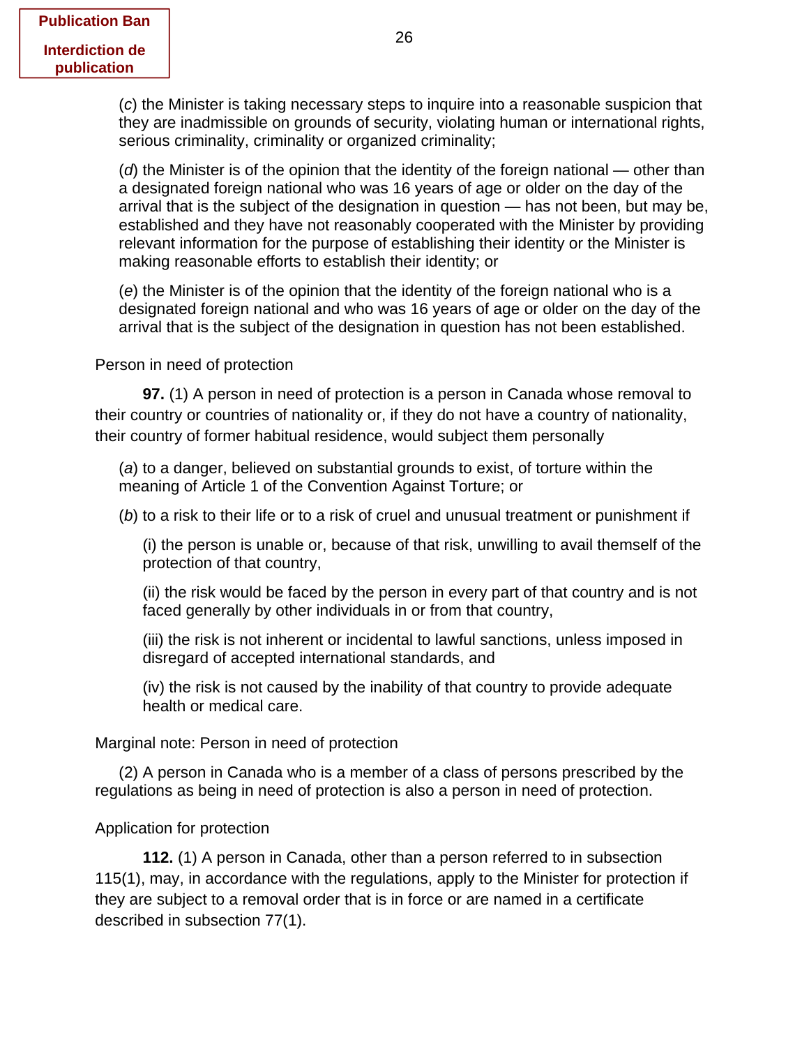(*c*) the Minister is taking necessary steps to inquire into a reasonable suspicion that they are inadmissible on grounds of security, violating human or international rights, serious criminality, criminality or organized criminality;

(*d*) the Minister is of the opinion that the identity of the foreign national — other than a designated foreign national who was 16 years of age or older on the day of the arrival that is the subject of the designation in question — has not been, but may be, established and they have not reasonably cooperated with the Minister by providing relevant information for the purpose of establishing their identity or the Minister is making reasonable efforts to establish their identity; or

(*e*) the Minister is of the opinion that the identity of the foreign national who is a designated foreign national and who was 16 years of age or older on the day of the arrival that is the subject of the designation in question has not been established.

Person in need of protection

**97.** (1) A person in need of protection is a person in Canada whose removal to their country or countries of nationality or, if they do not have a country of nationality, their country of former habitual residence, would subject them personally

(*a*) to a danger, believed on substantial grounds to exist, of torture within the meaning of Article 1 of the Convention Against Torture; or

(*b*) to a risk to their life or to a risk of cruel and unusual treatment or punishment if

(i) the person is unable or, because of that risk, unwilling to avail themself of the protection of that country,

(ii) the risk would be faced by the person in every part of that country and is not faced generally by other individuals in or from that country,

(iii) the risk is not inherent or incidental to lawful sanctions, unless imposed in disregard of accepted international standards, and

(iv) the risk is not caused by the inability of that country to provide adequate health or medical care.

Marginal note: Person in need of protection

(2) A person in Canada who is a member of a class of persons prescribed by the regulations as being in need of protection is also a person in need of protection.

Application for protection

**112.** (1) A person in Canada, other than a person referred to in subsection 115(1), may, in accordance with the regulations, apply to the Minister for protection if they are subject to a removal order that is in force or are named in a certificate described in subsection 77(1).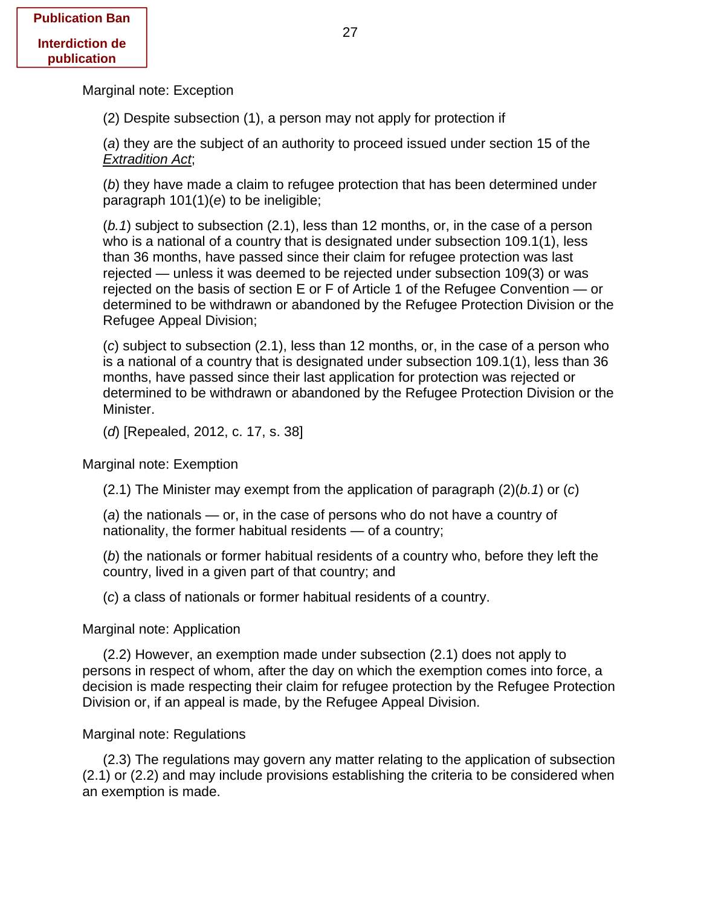Publication Ban

Interdiction de publication

Marginal note: Exception

(2) Despite subsection (1), a person may not apply for protection if

(*a*) they are the subject of an authority to proceed issued under section 15 of the *Extradition Act*;

(*b*) they have made a claim to refugee protection that has been determined under paragraph 101(1)(*e*) to be ineligible;

(*b.1*) subject to subsection (2.1), less than 12 months, or, in the case of a person who is a national of a country that is designated under subsection 109.1(1), less than 36 months, have passed since their claim for refugee protection was last rejected — unless it was deemed to be rejected under subsection 109(3) or was rejected on the basis of section E or F of Article 1 of the Refugee Convention — or determined to be withdrawn or abandoned by the Refugee Protection Division or the Refugee Appeal Division;

(*c*) subject to subsection (2.1), less than 12 months, or, in the case of a person who is a national of a country that is designated under subsection 109.1(1), less than 36 months, have passed since their last application for protection was rejected or determined to be withdrawn or abandoned by the Refugee Protection Division or the Minister.

(*d*) [Repealed, 2012, c. 17, s. 38]

Marginal note: Exemption

(2.1) The Minister may exempt from the application of paragraph (2)(*b.1*) or (*c*)

(*a*) the nationals — or, in the case of persons who do not have a country of nationality, the former habitual residents — of a country;

(*b*) the nationals or former habitual residents of a country who, before they left the country, lived in a given part of that country; and

(*c*) a class of nationals or former habitual residents of a country.

Marginal note: Application

(2.2) However, an exemption made under subsection (2.1) does not apply to persons in respect of whom, after the day on which the exemption comes into force, a decision is made respecting their claim for refugee protection by the Refugee Protection Division or, if an appeal is made, by the Refugee Appeal Division.

Marginal note: Regulations

(2.3) The regulations may govern any matter relating to the application of subsection (2.1) or (2.2) and may include provisions establishing the criteria to be considered when an exemption is made.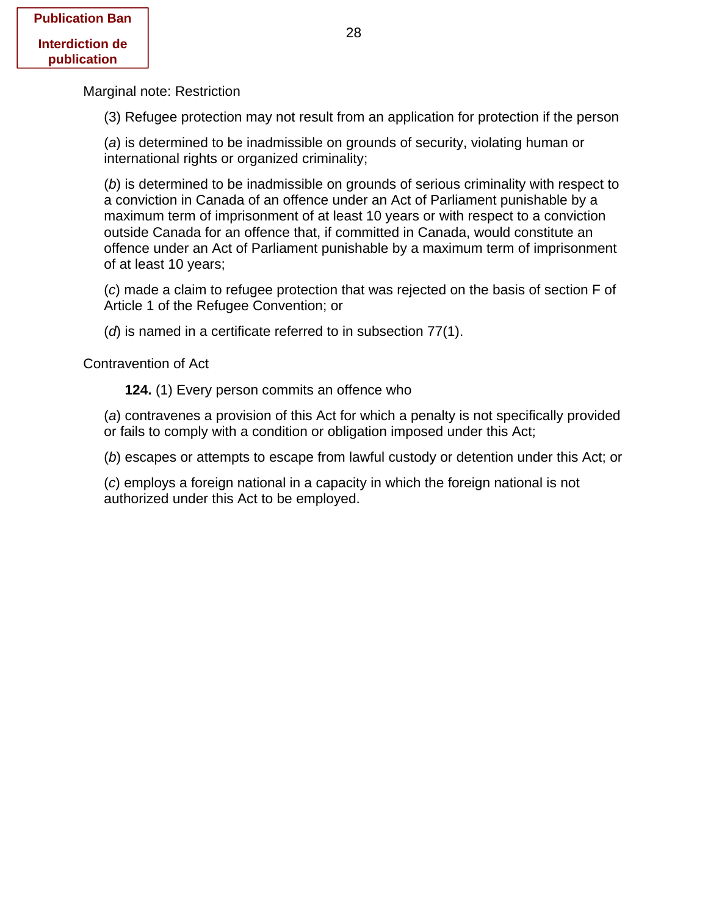Marginal note: Restriction

(3) Refugee protection may not result from an application for protection if the person

(*a*) is determined to be inadmissible on grounds of security, violating human or international rights or organized criminality;

(*b*) is determined to be inadmissible on grounds of serious criminality with respect to a conviction in Canada of an offence under an Act of Parliament punishable by a maximum term of imprisonment of at least 10 years or with respect to a conviction outside Canada for an offence that, if committed in Canada, would constitute an offence under an Act of Parliament punishable by a maximum term of imprisonment of at least 10 years;

(*c*) made a claim to refugee protection that was rejected on the basis of section F of Article 1 of the Refugee Convention; or

(*d*) is named in a certificate referred to in subsection 77(1).

Contravention of Act

**124.** (1) Every person commits an offence who

(*a*) contravenes a provision of this Act for which a penalty is not specifically provided or fails to comply with a condition or obligation imposed under this Act;

(*b*) escapes or attempts to escape from lawful custody or detention under this Act; or

(*c*) employs a foreign national in a capacity in which the foreign national is not authorized under this Act to be employed.